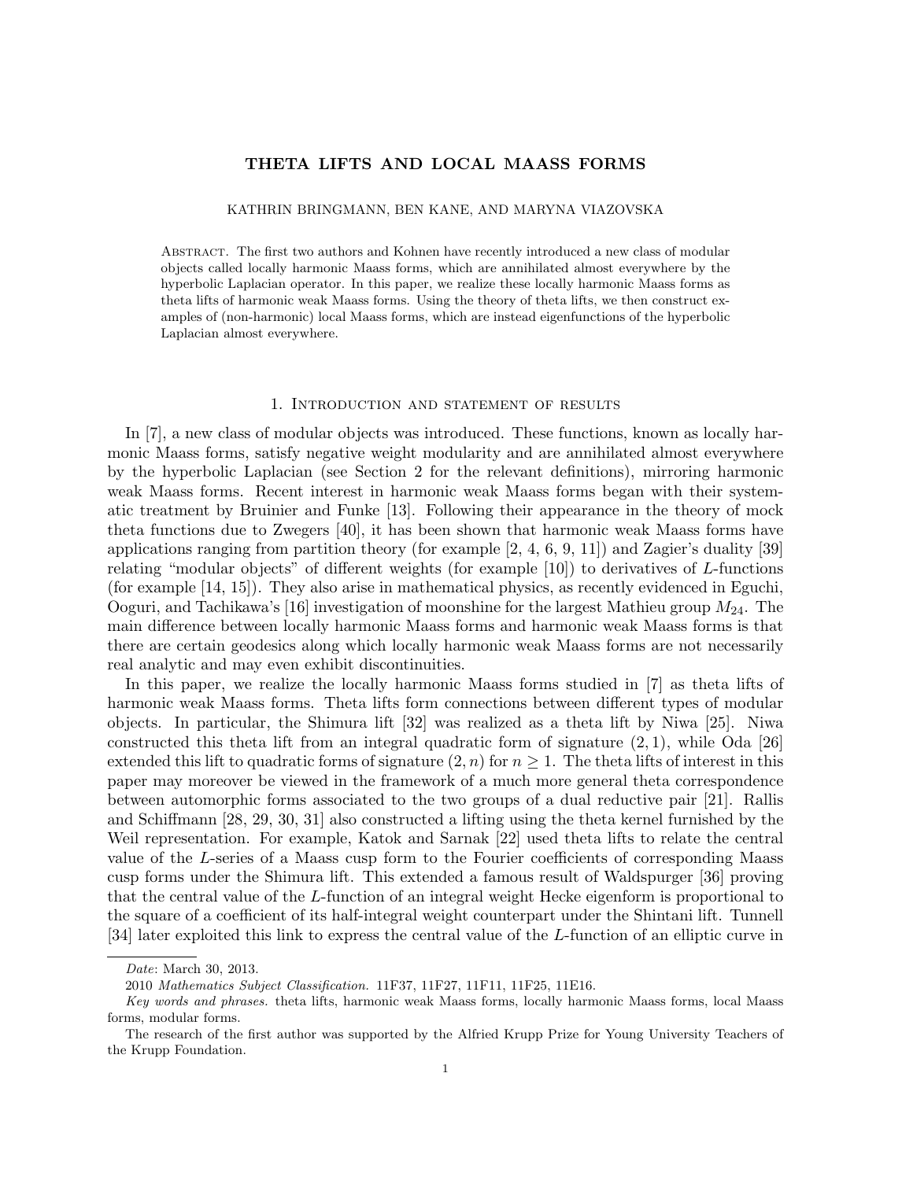# THETA LIFTS AND LOCAL MAASS FORMS

KATHRIN BRINGMANN, BEN KANE, AND MARYNA VIAZOVSKA

Abstract. The first two authors and Kohnen have recently introduced a new class of modular objects called locally harmonic Maass forms, which are annihilated almost everywhere by the hyperbolic Laplacian operator. In this paper, we realize these locally harmonic Maass forms as theta lifts of harmonic weak Maass forms. Using the theory of theta lifts, we then construct examples of (non-harmonic) local Maass forms, which are instead eigenfunctions of the hyperbolic Laplacian almost everywhere.

## 1. Introduction and statement of results

In [7], a new class of modular objects was introduced. These functions, known as locally harmonic Maass forms, satisfy negative weight modularity and are annihilated almost everywhere by the hyperbolic Laplacian (see Section 2 for the relevant definitions), mirroring harmonic weak Maass forms. Recent interest in harmonic weak Maass forms began with their systematic treatment by Bruinier and Funke [13]. Following their appearance in the theory of mock theta functions due to Zwegers [40], it has been shown that harmonic weak Maass forms have applications ranging from partition theory (for example [2, 4, 6, 9, 11]) and Zagier's duality [39] relating "modular objects" of different weights (for example [10]) to derivatives of $L$-functions (for example [14, 15]). They also arise in mathematical physics, as recently evidenced in Eguchi, Ooguri, and Tachikawa's [16] investigation of moonshine for the largest Mathieu group $M_{24}$. The main difference between locally harmonic Maass forms and harmonic weak Maass forms is that there are certain geodesics along which locally harmonic weak Maass forms are not necessarily real analytic and may even exhibit discontinuities.

In this paper, we realize the locally harmonic Maass forms studied in [7] as theta lifts of harmonic weak Maass forms. Theta lifts form connections between different types of modular objects. In particular, the Shimura lift [32] was realized as a theta lift by Niwa [25]. Niwa constructed this theta lift from an integral quadratic form of signature $(2,1)$, while Oda [26] extended this lift to quadratic forms of signature $(2,n)$ for $n \geq 1$. The theta lifts of interest in this paper may moreover be viewed in the framework of a much more general theta correspondence between automorphic forms associated to the two groups of a dual reductive pair [21]. Rallis and Schiffmann [28, 29, 30, 31] also constructed a lifting using the theta kernel furnished by the Weil representation. For example, Katok and Sarnak [22] used theta lifts to relate the central value of the $L$-series of a Maass cusp form to the Fourier coefficients of corresponding Maass cusp forms under the Shimura lift. This extended a famous result of Waldspurger [36] proving that the central value of the $L$-function of an integral weight Hecke eigenform is proportional to the square of a coefficient of its half-integral weight counterpart under the Shintani lift. Tunnell [34] later exploited this link to express the central value of the $L$-function of an elliptic curve in

*Date*: March 30, 2013.

2010 *Mathematics Subject Classification.* 11F37, 11F27, 11F11, 11F25, 11E16.

*Key words and phrases.* theta lifts, harmonic weak Maass forms, locally harmonic Maass forms, local Maass forms, modular forms.

The research of the first author was supported by the Alfried Krupp Prize for Young University Teachers of the Krupp Foundation.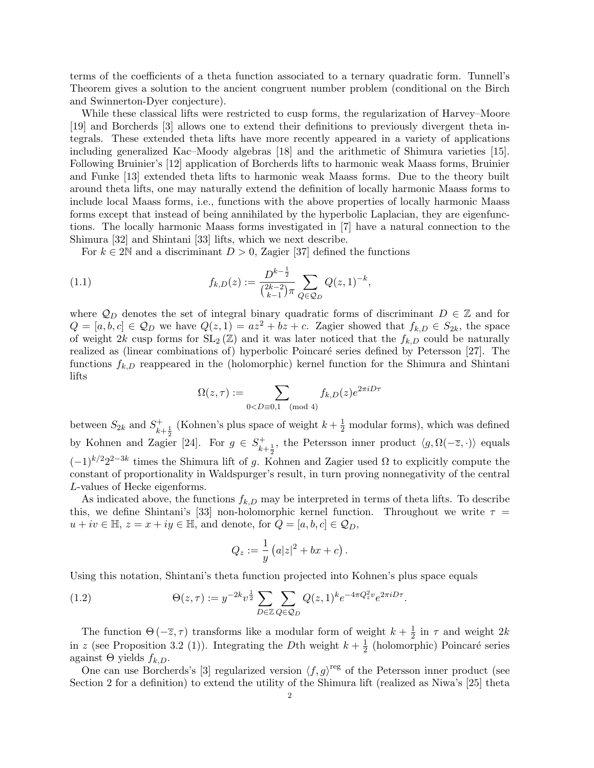terms of the coefficients of a theta function associated to a ternary quadratic form. Tunnell's Theorem gives a solution to the ancient congruent number problem (conditional on the Birch and Swinnerton-Dyer conjecture).

While these classical lifts were restricted to cusp forms, the regularization of Harvey–Moore [19] and Borcherds [3] allows one to extend their definitions to previously divergent theta integrals. These extended theta lifts have more recently appeared in a variety of applications including generalized Kac–Moody algebras [18] and the arithmetic of Shimura varieties [15]. Following Bruinier's [12] application of Borcherds lifts to harmonic weak Maass forms, Bruinier and Funke [13] extended theta lifts to harmonic weak Maass forms. Due to the theory built around theta lifts, one may naturally extend the definition of locally harmonic Maass forms to include local Maass forms, i.e., functions with the above properties of locally harmonic Maass forms except that instead of being annihilated by the hyperbolic Laplacian, they are eigenfunctions. The locally harmonic Maass forms investigated in [7] have a natural connection to the Shimura [32] and Shintani [33] lifts, which we next describe.

For $k \in 2\mathbb{N}$ and a discriminant $D > 0$, Zagier [37] defined the functions

$$f_{k,D}(z) := \frac{D^{k-\frac{1}{2}}}{\binom{2k-2}{k-1}\pi} \sum_{Q \in \mathcal{Q}_D} Q(z,1)^{-k}, \tag{1.1}$$

where $\mathcal{Q}_D$ denotes the set of integral binary quadratic forms of discriminant $D \in \mathbb{Z}$ and for $Q = [a,b,c] \in \mathcal{Q}_D$ we have $Q(z,1) = az^2 + bz + c$. Zagier showed that $f_{k,D} \in S_{2k}$, the space of weight $2k$ cusp forms for $\mathrm{SL}_2(\mathbb{Z})$ and it was later noticed that the $f_{k,D}$ could be naturally realized as (linear combinations of) hyperbolic Poincaré series defined by Petersson [27]. The functions $f_{k,D}$ reappeared in the (holomorphic) kernel function for the Shimura and Shintani lifts

$$\Omega(z,\tau) := \sum_{0 < D \equiv 0,1 \pmod 4} f_{k,D}(z) e^{2\pi i D\tau}$$

between $S_{2k}$ and $S^+_{k+\frac{1}{2}}$ (Kohnen's plus space of weight $k + \frac{1}{2}$ modular forms), which was defined by Kohnen and Zagier [24]. For $g \in S^+_{k+\frac{1}{2}}$, the Petersson inner product $\langle g, \Omega(-\overline{z}, \cdot)\rangle$ equals $(-1)^{k/2}2^{2-3k}$ times the Shimura lift of $g$. Kohnen and Zagier used $\Omega$ to explicitly compute the constant of proportionality in Waldspurger's result, in turn proving nonnegativity of the central $L$-values of Hecke eigenforms.

As indicated above, the functions $f_{k,D}$ may be interpreted in terms of theta lifts. To describe this, we define Shintani's [33] non-holomorphic kernel function. Throughout we write $\tau = u + iv \in \mathbb{H}$, $z = x + iy \in \mathbb{H}$, and denote, for $Q = [a,b,c] \in \mathcal{Q}_D$,

$$Q_z := \frac{1}{y}\left(a|z|^2 + bx + c\right).$$

Using this notation, Shintani's theta function projected into Kohnen's plus space equals

$$\Theta(z,\tau) := y^{-2k} v^{\frac{1}{2}} \sum_{D \in \mathbb{Z}} \sum_{Q \in \mathcal{Q}_D} Q(z,1)^k e^{-4\pi Q_z^2 v} e^{2\pi i D\tau}. \tag{1.2}$$

The function $\Theta(-\overline{z}, \tau)$ transforms like a modular form of weight $k + \frac{1}{2}$ in $\tau$ and weight $2k$ in $z$ (see Proposition 3.2 (1)). Integrating the $D$th weight $k + \frac{1}{2}$ (holomorphic) Poincaré series against $\Theta$ yields $f_{k,D}$.

One can use Borcherds's [3] regularized version $\langle f, g\rangle^{\mathrm{reg}}$ of the Petersson inner product (see Section 2 for a definition) to extend the utility of the Shimura lift (realized as Niwa's [25] theta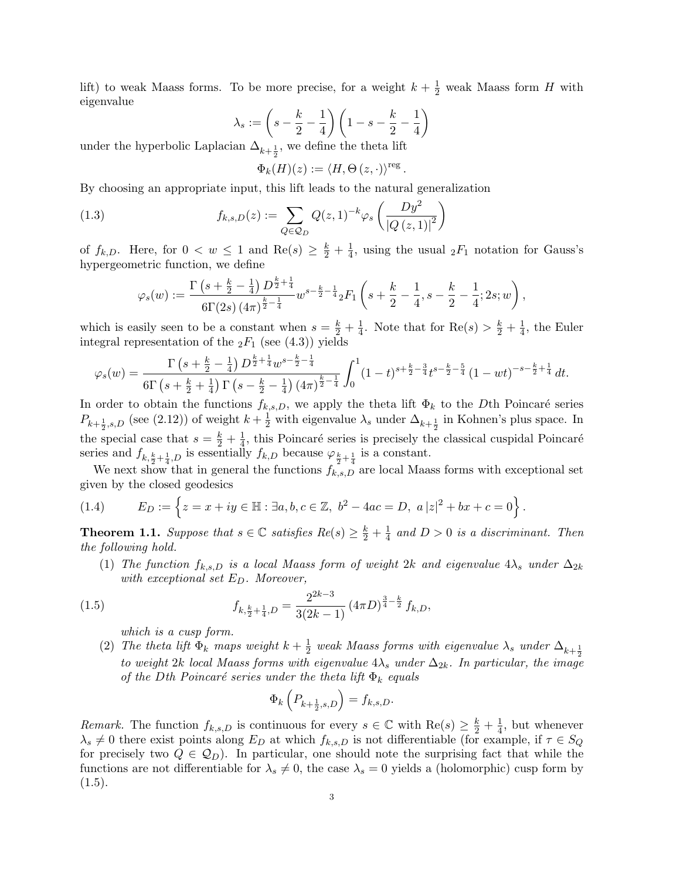lift) to weak Maass forms. To be more precise, for a weight $k+\frac{1}{2}$ weak Maass form $H$ with eigenvalue

$$\lambda_s := \left(s - \frac{k}{2} - \frac{1}{4}\right)\left(1 - s - \frac{k}{2} - \frac{1}{4}\right)$$

under the hyperbolic Laplacian $\Delta_{k+\frac{1}{2}}$, we define the theta lift

$$\Phi_k(H)(z) := \langle H, \Theta(z,\cdot)\rangle^{\mathrm{reg}}.$$

By choosing an appropriate input, this lift leads to the natural generalization

$$f_{k,s,D}(z) := \sum_{Q \in \mathcal{Q}_D} Q(z,1)^{-k} \varphi_s\left(\frac{Dy^2}{|Q(z,1)|^2}\right) \tag{1.3}$$

of $f_{k,D}$. Here, for $0 < w \leq 1$ and $\mathrm{Re}(s) \geq \frac{k}{2} + \frac{1}{4}$, using the usual ${}_2F_1$ notation for Gauss's hypergeometric function, we define

$$\varphi_s(w) := \frac{\Gamma\left(s + \frac{k}{2} - \frac{1}{4}\right) D^{\frac{k}{2}+\frac{1}{4}}}{6\Gamma(2s)\,(4\pi)^{\frac{k}{2}-\frac{1}{4}}} w^{s-\frac{k}{2}-\frac{1}{4}} {}_2F_1\left(s+\frac{k}{2}-\frac{1}{4}, s-\frac{k}{2}-\frac{1}{4}; 2s; w\right),$$

which is easily seen to be a constant when $s = \frac{k}{2} + \frac{1}{4}$. Note that for $\mathrm{Re}(s) > \frac{k}{2} + \frac{1}{4}$, the Euler integral representation of the ${}_2F_1$ (see (4.3)) yields

$$\varphi_s(w) = \frac{\Gamma\left(s + \frac{k}{2} - \frac{1}{4}\right) D^{\frac{k}{2}+\frac{1}{4}} w^{s-\frac{k}{2}-\frac{1}{4}}}{6\Gamma\left(s+\frac{k}{2}+\frac{1}{4}\right)\Gamma\left(s-\frac{k}{2}-\frac{1}{4}\right)(4\pi)^{\frac{k}{2}-\frac{1}{4}}} \int_0^1 (1-t)^{s+\frac{k}{2}-\frac{3}{4}} t^{s-\frac{k}{2}-\frac{5}{4}} (1-wt)^{-s-\frac{k}{2}+\frac{1}{4}}\, dt.$$

In order to obtain the functions $f_{k,s,D}$, we apply the theta lift $\Phi_k$ to the $D$th Poincaré series $P_{k+\frac{1}{2},s,D}$ (see (2.12)) of weight $k+\frac{1}{2}$ with eigenvalue $\lambda_s$ under $\Delta_{k+\frac{1}{2}}$ in Kohnen's plus space. In the special case that $s = \frac{k}{2}+\frac{1}{4}$, this Poincaré series is precisely the classical cuspidal Poincaré series and $f_{k,\frac{k}{2}+\frac{1}{4},D}$ is essentially $f_{k,D}$ because $\varphi_{\frac{k}{2}+\frac{1}{4}}$ is a constant.

We next show that in general the functions $f_{k,s,D}$ are local Maass forms with exceptional set given by the closed geodesics

$$E_D := \left\{ z = x+iy \in \mathbb{H} : \exists a,b,c \in \mathbb{Z},\ b^2 - 4ac = D,\ a|z|^2 + bx + c = 0 \right\}. \tag{1.4}$$

**Theorem 1.1.** *Suppose that $s \in \mathbb{C}$ satisfies $Re(s) \geq \frac{k}{2}+\frac{1}{4}$ and $D > 0$ is a discriminant. Then the following hold.*

1. *The function $f_{k,s,D}$ is a local Maass form of weight $2k$ and eigenvalue $4\lambda_s$ under $\Delta_{2k}$ with exceptional set $E_D$. Moreover,*

$$f_{k,\frac{k}{2}+\frac{1}{4},D} = \frac{2^{2k-3}}{3(2k-1)} (4\pi D)^{\frac{3}{4}-\frac{k}{2}} f_{k,D}, \tag{1.5}$$

*which is a cusp form.*

2. *The theta lift $\Phi_k$ maps weight $k+\frac{1}{2}$ weak Maass forms with eigenvalue $\lambda_s$ under $\Delta_{k+\frac{1}{2}}$ to weight $2k$ local Maass forms with eigenvalue $4\lambda_s$ under $\Delta_{2k}$. In particular, the image of the $D$th Poincaré series under the theta lift $\Phi_k$ equals*

$$\Phi_k\left(P_{k+\frac{1}{2},s,D}\right) = f_{k,s,D}.$$

*Remark.* The function $f_{k,s,D}$ is continuous for every $s \in \mathbb{C}$ with $\mathrm{Re}(s) \geq \frac{k}{2}+\frac{1}{4}$, but whenever $\lambda_s \neq 0$ there exist points along $E_D$ at which $f_{k,s,D}$ is not differentiable (for example, if $\tau \in S_Q$ for precisely two $Q \in \mathcal{Q}_D$). In particular, one should note the surprising fact that while the functions are not differentiable for $\lambda_s \neq 0$, the case $\lambda_s = 0$ yields a (holomorphic) cusp form by (1.5).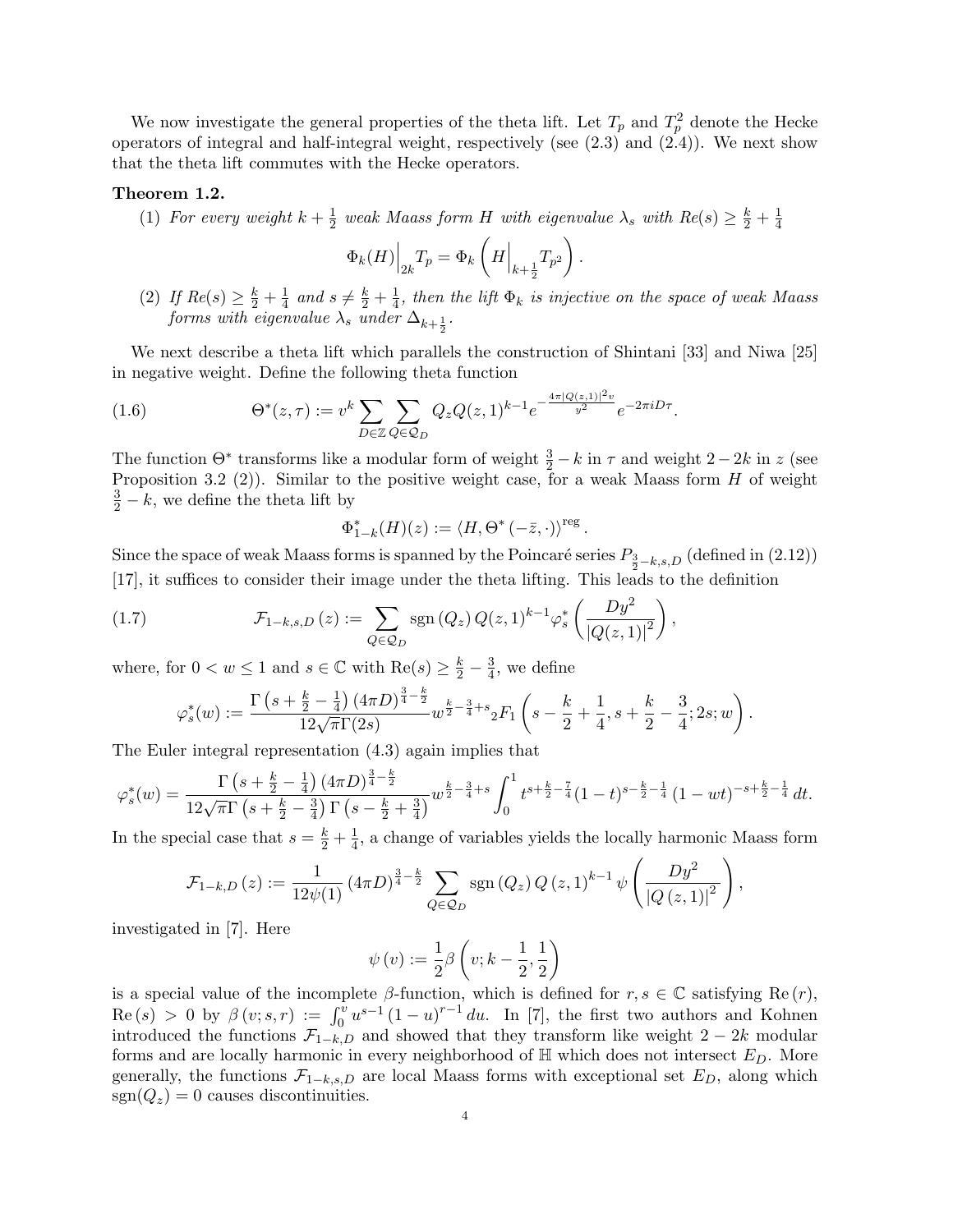We now investigate the general properties of the theta lift. Let $T_p$ and $T_p^2$ denote the Hecke operators of integral and half-integral weight, respectively (see (2.3) and (2.4)). We next show that the theta lift commutes with the Hecke operators.

**Theorem 1.2.**

(1) *For every weight $k+\frac{1}{2}$ weak Maass form $H$ with eigenvalue $\lambda_s$ with $Re(s) \geq \frac{k}{2}+\frac{1}{4}$*

$$\Phi_k(H)\Big|_{2k} T_p = \Phi_k\left(H\Big|_{k+\frac{1}{2}} T_{p^2}\right).$$

(2) *If $Re(s) \geq \frac{k}{2}+\frac{1}{4}$ and $s \neq \frac{k}{2}+\frac{1}{4}$, then the lift $\Phi_k$ is injective on the space of weak Maass forms with eigenvalue $\lambda_s$ under $\Delta_{k+\frac{1}{2}}$.*

We next describe a theta lift which parallels the construction of Shintani [33] and Niwa [25] in negative weight. Define the following theta function

$$\Theta^*(z,\tau) := v^k \sum_{D\in\mathbb{Z}} \sum_{Q\in\mathcal{Q}_D} Q_z Q(z,1)^{k-1} e^{-\frac{4\pi|Q(z,1)|^2 v}{y^2}} e^{-2\pi i D\tau}. \tag{1.6}$$

The function $\Theta^*$ transforms like a modular form of weight $\frac{3}{2}-k$ in $\tau$ and weight $2-2k$ in $z$ (see Proposition 3.2 (2)). Similar to the positive weight case, for a weak Maass form $H$ of weight $\frac{3}{2}-k$, we define the theta lift by

$$\Phi^*_{1-k}(H)(z) := \langle H, \Theta^*(-\bar{z},\cdot)\rangle^{\mathrm{reg}}.$$

Since the space of weak Maass forms is spanned by the Poincaré series $P_{\frac{3}{2}-k,s,D}$ (defined in (2.12)) [17], it suffices to consider their image under the theta lifting. This leads to the definition

$$\mathcal{F}_{1-k,s,D}(z) := \sum_{Q\in\mathcal{Q}_D} \operatorname{sgn}(Q_z)\, Q(z,1)^{k-1} \varphi^*_s\left(\frac{Dy^2}{|Q(z,1)|^2}\right), \tag{1.7}$$

where, for $0 < w \leq 1$ and $s \in \mathbb{C}$ with $\mathrm{Re}(s) \geq \frac{k}{2}-\frac{3}{4}$, we define

$$\varphi^*_s(w) := \frac{\Gamma\left(s+\frac{k}{2}-\frac{1}{4}\right)(4\pi D)^{\frac{3}{4}-\frac{k}{2}}}{12\sqrt{\pi}\Gamma(2s)} w^{\frac{k}{2}-\frac{3}{4}+s} {}_2F_1\left(s-\frac{k}{2}+\frac{1}{4}, s+\frac{k}{2}-\frac{3}{4}; 2s; w\right).$$

The Euler integral representation (4.3) again implies that

$$\varphi^*_s(w) = \frac{\Gamma\left(s+\frac{k}{2}-\frac{1}{4}\right)(4\pi D)^{\frac{3}{4}-\frac{k}{2}}}{12\sqrt{\pi}\Gamma\left(s+\frac{k}{2}-\frac{3}{4}\right)\Gamma\left(s-\frac{k}{2}+\frac{3}{4}\right)} w^{\frac{k}{2}-\frac{3}{4}+s} \int_0^1 t^{s+\frac{k}{2}-\frac{7}{4}}(1-t)^{s-\frac{k}{2}-\frac{1}{4}}(1-wt)^{-s+\frac{k}{2}-\frac{1}{4}}\, dt.$$

In the special case that $s = \frac{k}{2}+\frac{1}{4}$, a change of variables yields the locally harmonic Maass form

$$\mathcal{F}_{1-k,D}(z) := \frac{1}{12\psi(1)}(4\pi D)^{\frac{3}{4}-\frac{k}{2}} \sum_{Q\in\mathcal{Q}_D} \operatorname{sgn}(Q_z)\, Q(z,1)^{k-1}\, \psi\left(\frac{Dy^2}{|Q(z,1)|^2}\right),$$

investigated in [7]. Here

$$\psi(v) := \frac{1}{2}\beta\left(v; k-\frac{1}{2}, \frac{1}{2}\right)$$

is a special value of the incomplete $\beta$-function, which is defined for $r, s \in \mathbb{C}$ satisfying $\mathrm{Re}(r)$, $\mathrm{Re}(s) > 0$ by $\beta(v; s, r) := \int_0^v u^{s-1}(1-u)^{r-1}\, du$. In [7], the first two authors and Kohnen introduced the functions $\mathcal{F}_{1-k,D}$ and showed that they transform like weight $2-2k$ modular forms and are locally harmonic in every neighborhood of $\mathbb{H}$ which does not intersect $E_D$. More generally, the functions $\mathcal{F}_{1-k,s,D}$ are local Maass forms with exceptional set $E_D$, along which $\operatorname{sgn}(Q_z) = 0$ causes discontinuities.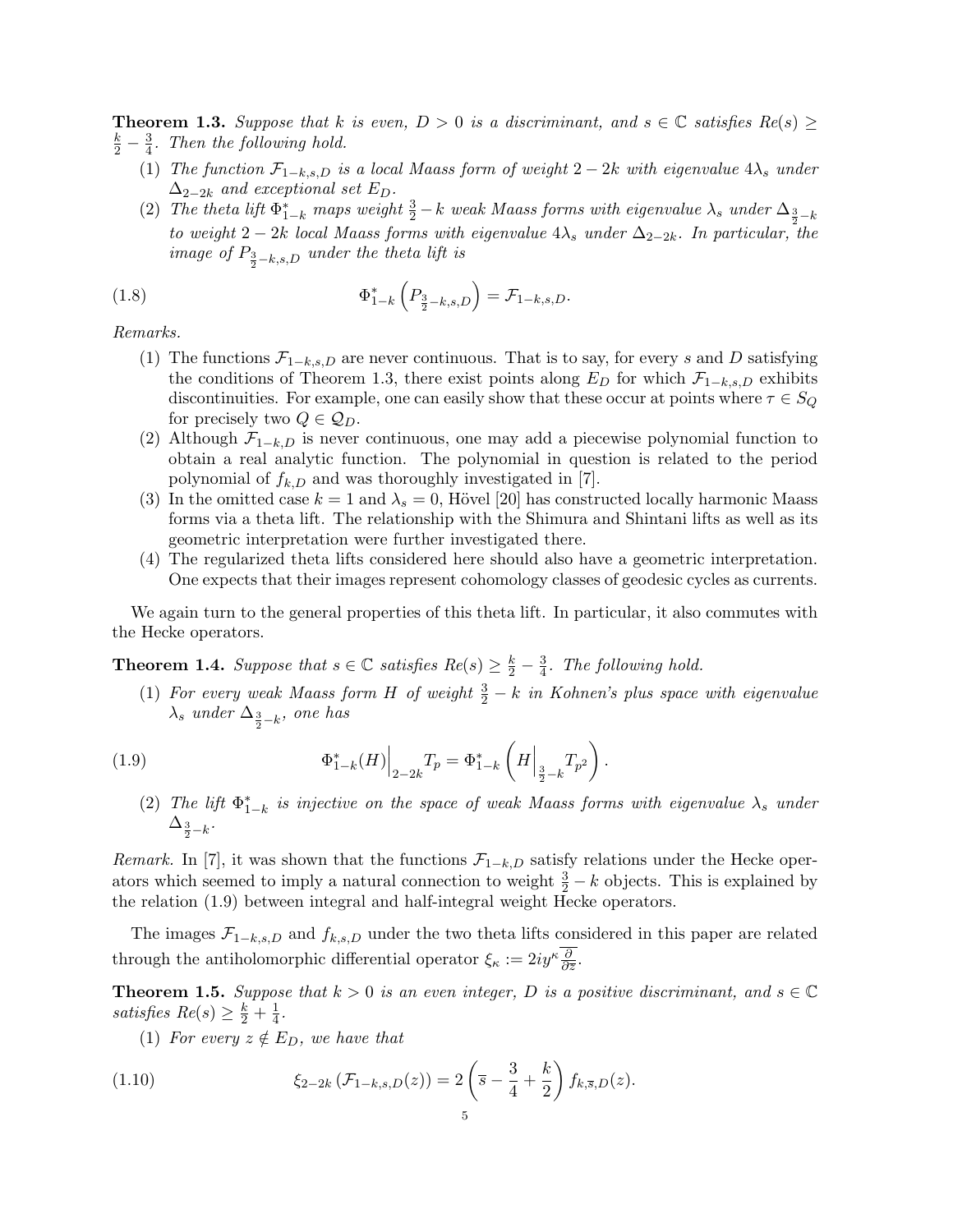**Theorem 1.3.** *Suppose that $k$ is even, $D > 0$ is a discriminant, and $s \in \mathbb{C}$ satisfies $Re(s) \geq \frac{k}{2} - \frac{3}{4}$. Then the following hold.*

1. *The function $\mathcal{F}_{1-k,s,D}$ is a local Maass form of weight $2-2k$ with eigenvalue $4\lambda_s$ under $\Delta_{2-2k}$ and exceptional set $E_D$.*
2. *The theta lift $\Phi^*_{1-k}$ maps weight $\frac{3}{2} - k$ weak Maass forms with eigenvalue $\lambda_s$ under $\Delta_{\frac{3}{2}-k}$ to weight $2-2k$ local Maass forms with eigenvalue $4\lambda_s$ under $\Delta_{2-2k}$. In particular, the image of $P_{\frac{3}{2}-k,s,D}$ under the theta lift is*

$$\Phi^*_{1-k}\left(P_{\frac{3}{2}-k,s,D}\right) = \mathcal{F}_{1-k,s,D}. \tag{1.8}$$

*Remarks.*

1. The functions $\mathcal{F}_{1-k,s,D}$ are never continuous. That is to say, for every $s$ and $D$ satisfying the conditions of Theorem 1.3, there exist points along $E_D$ for which $\mathcal{F}_{1-k,s,D}$ exhibits discontinuities. For example, one can easily show that these occur at points where $\tau \in S_Q$ for precisely two $Q \in \mathcal{Q}_D$.
2. Although $\mathcal{F}_{1-k,D}$ is never continuous, one may add a piecewise polynomial function to obtain a real analytic function. The polynomial in question is related to the period polynomial of $f_{k,D}$ and was thoroughly investigated in [7].
3. In the omitted case $k = 1$ and $\lambda_s = 0$, Hövel [20] has constructed locally harmonic Maass forms via a theta lift. The relationship with the Shimura and Shintani lifts as well as its geometric interpretation were further investigated there.
4. The regularized theta lifts considered here should also have a geometric interpretation. One expects that their images represent cohomology classes of geodesic cycles as currents.

We again turn to the general properties of this theta lift. In particular, it also commutes with the Hecke operators.

**Theorem 1.4.** *Suppose that $s \in \mathbb{C}$ satisfies $Re(s) \geq \frac{k}{2} - \frac{3}{4}$. The following hold.*

1. *For every weak Maass form $H$ of weight $\frac{3}{2} - k$ in Kohnen's plus space with eigenvalue $\lambda_s$ under $\Delta_{\frac{3}{2}-k}$, one has*

$$\Phi^*_{1-k}(H)\Big|_{2-2k} T_p = \Phi^*_{1-k}\left(H\Big|_{\frac{3}{2}-k} T_{p^2}\right). \tag{1.9}$$

2. *The lift $\Phi^*_{1-k}$ is injective on the space of weak Maass forms with eigenvalue $\lambda_s$ under $\Delta_{\frac{3}{2}-k}$.*

*Remark.* In [7], it was shown that the functions $\mathcal{F}_{1-k,D}$ satisfy relations under the Hecke operators which seemed to imply a natural connection to weight $\frac{3}{2} - k$ objects. This is explained by the relation (1.9) between integral and half-integral weight Hecke operators.

The images $\mathcal{F}_{1-k,s,D}$ and $f_{k,s,D}$ under the two theta lifts considered in this paper are related through the antiholomorphic differential operator $\xi_\kappa := 2iy^\kappa \overline{\frac{\partial}{\partial \overline{z}}}$.

**Theorem 1.5.** *Suppose that $k > 0$ is an even integer, $D$ is a positive discriminant, and $s \in \mathbb{C}$ satisfies $Re(s) \geq \frac{k}{2} + \frac{1}{4}$.*

1. *For every $z \notin E_D$, we have that*

$$\xi_{2-2k}\left(\mathcal{F}_{1-k,s,D}(z)\right) = 2\left(\overline{s} - \frac{3}{4} + \frac{k}{2}\right) f_{k,\overline{s},D}(z). \tag{1.10}$$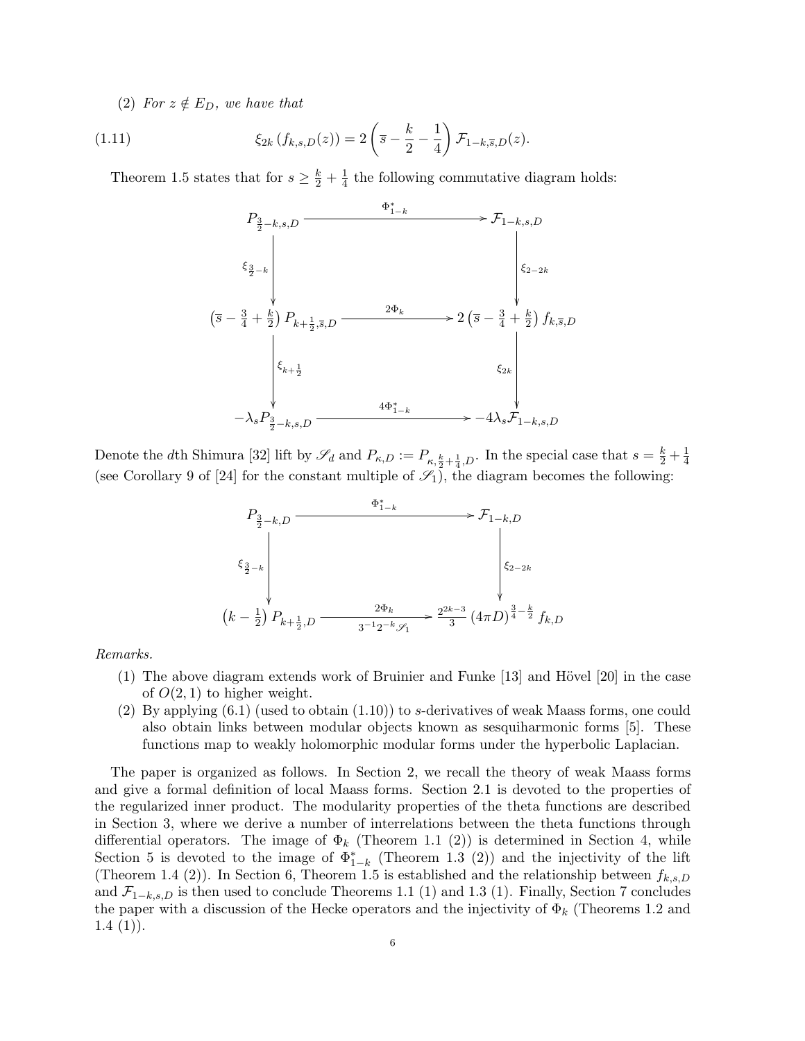(2) *For $z \notin E_D$, we have that*

$$\xi_{2k}\left(f_{k,s,D}(z)\right) = 2\left(\overline{s} - \frac{k}{2} - \frac{1}{4}\right)\mathcal{F}_{1-k,\overline{s},D}(z). \tag{1.11}$$

Theorem 1.5 states that for $s \geq \frac{k}{2} + \frac{1}{4}$ the following commutative diagram holds:

$$\begin{array}{ccc}
P_{\frac{3}{2}-k,s,D} & \xrightarrow{\quad \Phi^*_{1-k} \quad} & \mathcal{F}_{1-k,s,D} \\
\Big\downarrow \xi_{\frac{3}{2}-k} & & \Big\downarrow \xi_{2-2k} \\
\left(\overline{s} - \frac{3}{4} + \frac{k}{2}\right) P_{k+\frac{1}{2},\overline{s},D} & \xrightarrow{\quad 2\Phi_k \quad} & 2\left(\overline{s} - \frac{3}{4} + \frac{k}{2}\right) f_{k,\overline{s},D} \\
\Big\downarrow \xi_{k+\frac{1}{2}} & & \Big\downarrow \xi_{2k} \\
-\lambda_s P_{\frac{3}{2}-k,s,D} & \xrightarrow{\quad 4\Phi^*_{1-k} \quad} & -4\lambda_s \mathcal{F}_{1-k,s,D}
\end{array}$$

Denote the $d$th Shimura [32] lift by $\mathscr{S}_d$ and $P_{\kappa,D} := P_{\kappa,\frac{k}{2}+\frac{1}{4},D}$. In the special case that $s = \frac{k}{2} + \frac{1}{4}$ (see Corollary 9 of [24] for the constant multiple of $\mathscr{S}_1$), the diagram becomes the following:

$$\begin{array}{ccc}
P_{\frac{3}{2}-k,D} & \xrightarrow{\quad \Phi^*_{1-k} \quad} & \mathcal{F}_{1-k,D} \\
\Big\downarrow \xi_{\frac{3}{2}-k} & & \Big\downarrow \xi_{2-2k} \\
\left(k - \frac{1}{2}\right) P_{k+\frac{1}{2},D} & \xrightarrow[\ 3^{-1}2^{-k}\mathscr{S}_1\ ]{\quad 2\Phi_k \quad} & \frac{2^{2k-3}}{3}\left(4\pi D\right)^{\frac{3}{4}-\frac{k}{2}} f_{k,D}
\end{array}$$

*Remarks.*

1. The above diagram extends work of Bruinier and Funke [13] and Hövel [20] in the case of $O(2,1)$ to higher weight.
2. By applying (6.1) (used to obtain (1.10)) to $s$-derivatives of weak Maass forms, one could also obtain links between modular objects known as sesquiharmonic forms [5]. These functions map to weakly holomorphic modular forms under the hyperbolic Laplacian.

The paper is organized as follows. In Section 2, we recall the theory of weak Maass forms and give a formal definition of local Maass forms. Section 2.1 is devoted to the properties of the regularized inner product. The modularity properties of the theta functions are described in Section 3, where we derive a number of interrelations between the theta functions through differential operators. The image of $\Phi_k$ (Theorem 1.1 (2)) is determined in Section 4, while Section 5 is devoted to the image of $\Phi^*_{1-k}$ (Theorem 1.3 (2)) and the injectivity of the lift (Theorem 1.4 (2)). In Section 6, Theorem 1.5 is established and the relationship between $f_{k,s,D}$ and $\mathcal{F}_{1-k,s,D}$ is then used to conclude Theorems 1.1 (1) and 1.3 (1). Finally, Section 7 concludes the paper with a discussion of the Hecke operators and the injectivity of $\Phi_k$ (Theorems 1.2 and 1.4 (1)).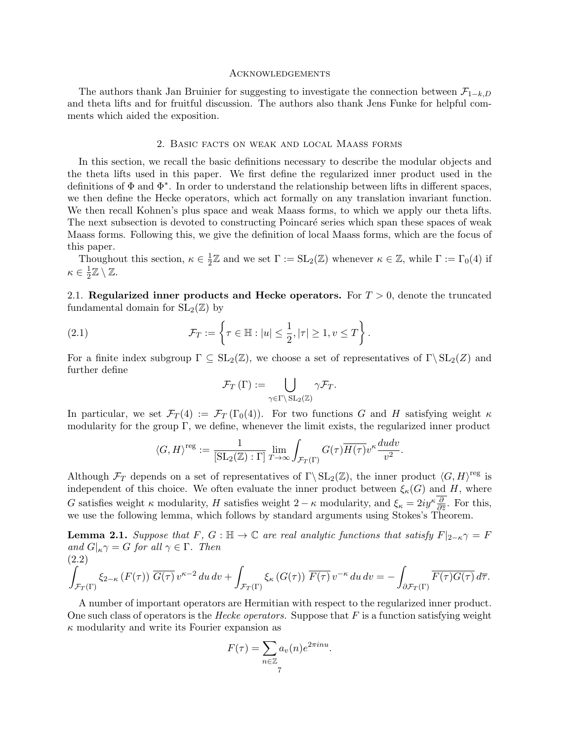## Acknowledgements

The authors thank Jan Bruinier for suggesting to investigate the connection between $\mathcal{F}_{1-k,D}$ and theta lifts and for fruitful discussion. The authors also thank Jens Funke for helpful comments which aided the exposition.

## 2. Basic facts on weak and local Maass forms

In this section, we recall the basic definitions necessary to describe the modular objects and the theta lifts used in this paper. We first define the regularized inner product used in the definitions of $\Phi$ and $\Phi^*$. In order to understand the relationship between lifts in different spaces, we then define the Hecke operators, which act formally on any translation invariant function. We then recall Kohnen's plus space and weak Maass forms, to which we apply our theta lifts. The next subsection is devoted to constructing Poincaré series which span these spaces of weak Maass forms. Following this, we give the definition of local Maass forms, which are the focus of this paper.

Thoughout this section, $\kappa \in \frac{1}{2}\mathbb{Z}$ and we set $\Gamma := \mathrm{SL}_2(\mathbb{Z})$ whenever $\kappa \in \mathbb{Z}$, while $\Gamma := \Gamma_0(4)$ if $\kappa \in \frac{1}{2}\mathbb{Z} \setminus \mathbb{Z}$.

2.1. **Regularized inner products and Hecke operators.** For $T > 0$, denote the truncated fundamental domain for $\mathrm{SL}_2(\mathbb{Z})$ by

$$\mathcal{F}_T := \left\{ \tau \in \mathbb{H} : |u| \leq \frac{1}{2}, |\tau| \geq 1, v \leq T \right\}. \tag{2.1}$$

For a finite index subgroup $\Gamma \subseteq \mathrm{SL}_2(\mathbb{Z})$, we choose a set of representatives of $\Gamma \backslash \mathrm{SL}_2(Z)$ and further define

$$\mathcal{F}_T(\Gamma) := \bigcup_{\gamma \in \Gamma \backslash \mathrm{SL}_2(\mathbb{Z})} \gamma \mathcal{F}_T.$$

In particular, we set $\mathcal{F}_T(4) := \mathcal{F}_T(\Gamma_0(4))$. For two functions $G$ and $H$ satisfying weight $\kappa$ modularity for the group $\Gamma$, we define, whenever the limit exists, the regularized inner product

$$\langle G, H \rangle^{\mathrm{reg}} := \frac{1}{[\mathrm{SL}_2(\mathbb{Z}) : \Gamma]} \lim_{T \to \infty} \int_{\mathcal{F}_T(\Gamma)} G(\tau) \overline{H(\tau)} v^{\kappa} \frac{du dv}{v^2}.$$

Although $\mathcal{F}_T$ depends on a set of representatives of $\Gamma \backslash \mathrm{SL}_2(\mathbb{Z})$, the inner product $\langle G, H \rangle^{\mathrm{reg}}$ is independent of this choice. We often evaluate the inner product between $\xi_\kappa(G)$ and $H$, where $G$ satisfies weight $\kappa$ modularity, $H$ satisfies weight $2-\kappa$ modularity, and $\xi_\kappa = 2iy^\kappa \overline{\frac{\partial}{\partial \overline{z}}}$. For this, we use the following lemma, which follows by standard arguments using Stokes's Theorem.

**Lemma 2.1.** *Suppose that $F$, $G : \mathbb{H} \to \mathbb{C}$ are real analytic functions that satisfy $F|_{2-\kappa}\gamma = F$ and $G|_\kappa \gamma = G$ for all $\gamma \in \Gamma$. Then*

$$\int_{\mathcal{F}_T(\Gamma)} \xi_{2-\kappa}(F(\tau)) \, \overline{G(\tau)} \, v^{\kappa-2} \, du \, dv + \int_{\mathcal{F}_T(\Gamma)} \xi_\kappa(G(\tau)) \, \overline{F(\tau)} \, v^{-\kappa} \, du \, dv = -\int_{\partial \mathcal{F}_T(\Gamma)} \overline{F(\tau) G(\tau)} \, d\overline{\tau}. \tag{2.2}$$

A number of important operators are Hermitian with respect to the regularized inner product. One such class of operators is the *Hecke operators.* Suppose that $F$ is a function satisfying weight $\kappa$ modularity and write its Fourier expansion as

$$F(\tau) = \sum_{n \in \mathbb{Z}} a_v(n) e^{2\pi i n u}.$$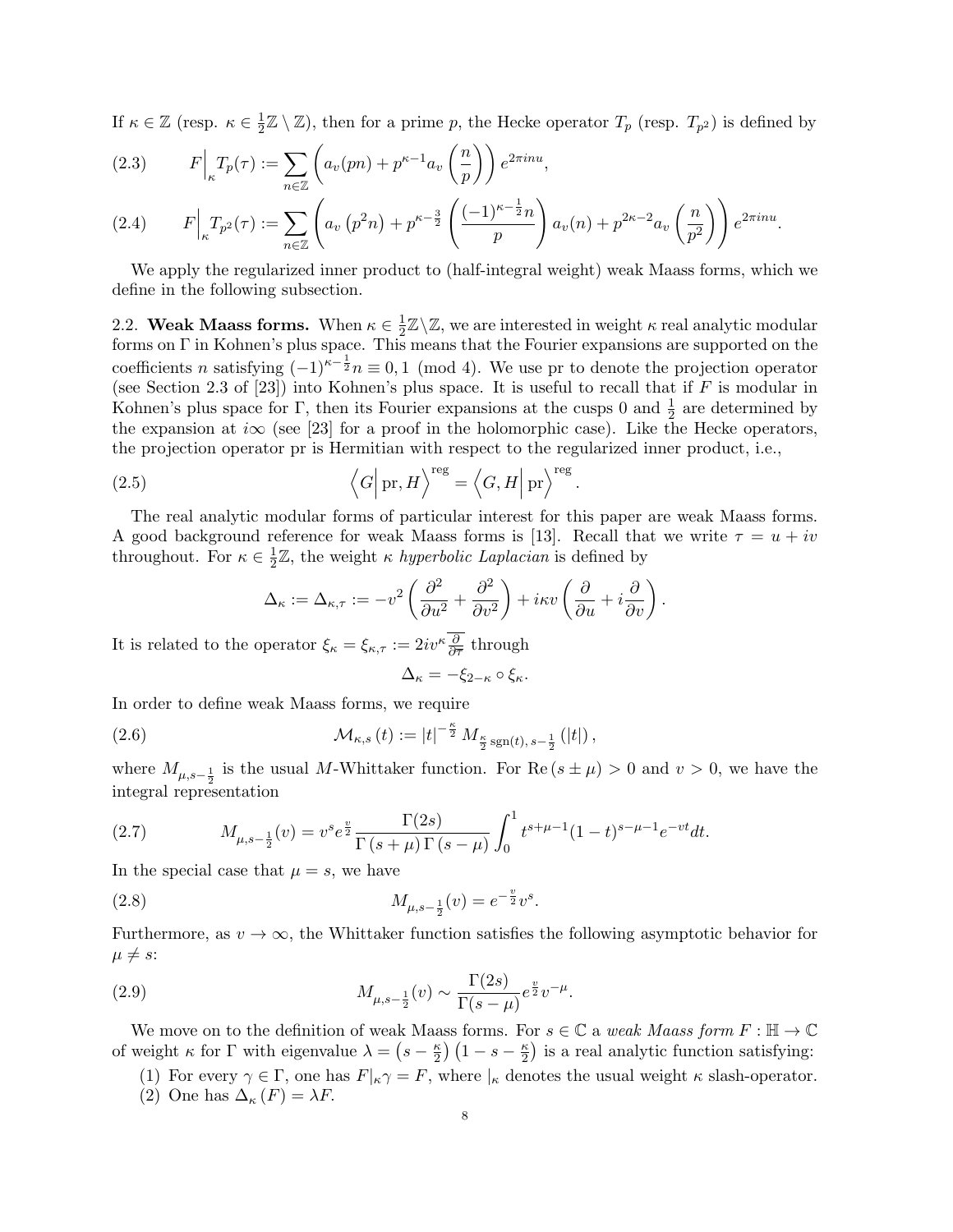If $\kappa \in \mathbb{Z}$ (resp. $\kappa \in \frac{1}{2}\mathbb{Z} \setminus \mathbb{Z}$), then for a prime $p$, the Hecke operator $T_p$ (resp. $T_{p^2}$) is defined by

$$F\Big|_\kappa T_p(\tau) := \sum_{n\in\mathbb{Z}} \left( a_v(pn) + p^{\kappa-1} a_v\left(\frac{n}{p}\right)\right) e^{2\pi i n u}, \tag{2.3}$$

$$F\Big|_\kappa T_{p^2}(\tau) := \sum_{n\in\mathbb{Z}} \left( a_v\left(p^2 n\right) + p^{\kappa-\frac{3}{2}} \left(\frac{(-1)^{\kappa-\frac{1}{2}} n}{p}\right) a_v(n) + p^{2\kappa-2} a_v\left(\frac{n}{p^2}\right)\right) e^{2\pi i n u}. \tag{2.4}$$

We apply the regularized inner product to (half-integral weight) weak Maass forms, which we define in the following subsection.

2.2. **Weak Maass forms.** When $\kappa \in \frac{1}{2}\mathbb{Z}\setminus\mathbb{Z}$, we are interested in weight $\kappa$ real analytic modular forms on $\Gamma$ in Kohnen's plus space. This means that the Fourier expansions are supported on the coefficients $n$ satisfying $(-1)^{\kappa-\frac{1}{2}} n \equiv 0, 1 \pmod 4$. We use pr to denote the projection operator (see Section 2.3 of [23]) into Kohnen's plus space. It is useful to recall that if $F$ is modular in Kohnen's plus space for $\Gamma$, then its Fourier expansions at the cusps 0 and $\frac{1}{2}$ are determined by the expansion at $i\infty$ (see [23] for a proof in the holomorphic case). Like the Hecke operators, the projection operator pr is Hermitian with respect to the regularized inner product, i.e.,

$$\left\langle G \Big| \operatorname{pr}, H \right\rangle^{\mathrm{reg}} = \left\langle G, H \Big| \operatorname{pr} \right\rangle^{\mathrm{reg}}. \tag{2.5}$$

The real analytic modular forms of particular interest for this paper are weak Maass forms. A good background reference for weak Maass forms is [13]. Recall that we write $\tau = u + iv$ throughout. For $\kappa \in \frac{1}{2}\mathbb{Z}$, the weight $\kappa$ *hyperbolic Laplacian* is defined by

$$\Delta_\kappa := \Delta_{\kappa,\tau} := -v^2\left(\frac{\partial^2}{\partial u^2} + \frac{\partial^2}{\partial v^2}\right) + i\kappa v\left(\frac{\partial}{\partial u} + i\frac{\partial}{\partial v}\right).$$

It is related to the operator $\xi_\kappa = \xi_{\kappa,\tau} := 2iv^\kappa \overline{\frac{\partial}{\partial \overline{\tau}}}$ through

$$\Delta_\kappa = -\xi_{2-\kappa} \circ \xi_\kappa.$$

In order to define weak Maass forms, we require

$$\mathcal{M}_{\kappa,s}(t) := |t|^{-\frac{\kappa}{2}} M_{\frac{\kappa}{2}\operatorname{sgn}(t), s-\frac{1}{2}}(|t|), \tag{2.6}$$

where $M_{\mu,s-\frac{1}{2}}$ is the usual $M$-Whittaker function. For $\operatorname{Re}(s\pm\mu) > 0$ and $v > 0$, we have the integral representation

$$M_{\mu,s-\frac{1}{2}}(v) = v^s e^{\frac{v}{2}} \frac{\Gamma(2s)}{\Gamma(s+\mu)\Gamma(s-\mu)} \int_0^1 t^{s+\mu-1}(1-t)^{s-\mu-1} e^{-vt} dt. \tag{2.7}$$

In the special case that $\mu = s$, we have

$$M_{\mu,s-\frac{1}{2}}(v) = e^{-\frac{v}{2}} v^s. \tag{2.8}$$

Furthermore, as $v \to \infty$, the Whittaker function satisfies the following asymptotic behavior for $\mu \neq s$:

$$M_{\mu,s-\frac{1}{2}}(v) \sim \frac{\Gamma(2s)}{\Gamma(s-\mu)} e^{\frac{v}{2}} v^{-\mu}. \tag{2.9}$$

We move on to the definition of weak Maass forms. For $s \in \mathbb{C}$ a *weak Maass form* $F : \mathbb{H} \to \mathbb{C}$ of weight $\kappa$ for $\Gamma$ with eigenvalue $\lambda = \left(s - \frac{\kappa}{2}\right)\left(1 - s - \frac{\kappa}{2}\right)$ is a real analytic function satisfying:

1. For every $\gamma \in \Gamma$, one has $F|_\kappa \gamma = F$, where $|_\kappa$ denotes the usual weight $\kappa$ slash-operator.
2. One has $\Delta_\kappa(F) = \lambda F$.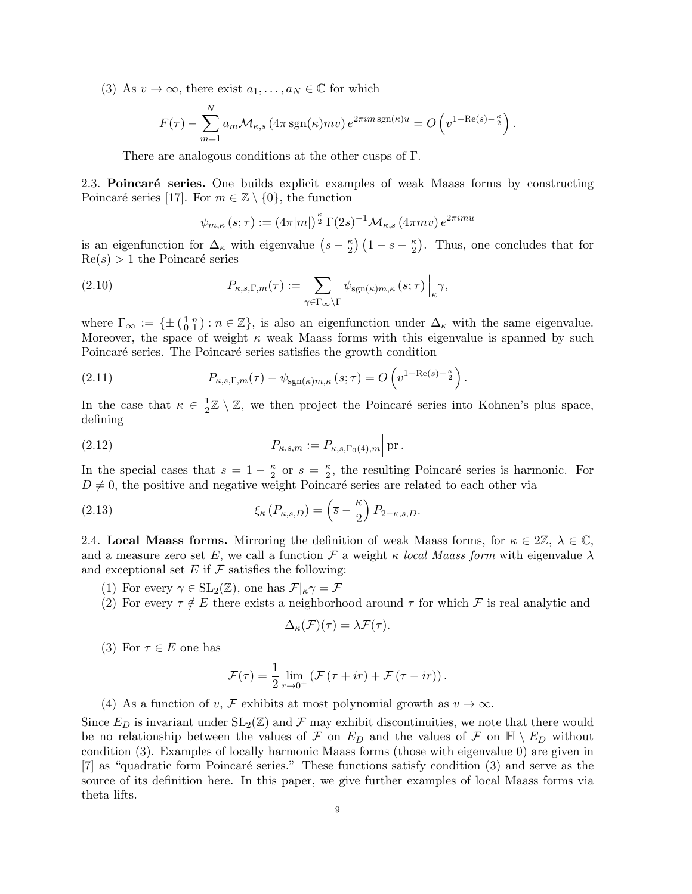(3) As $v \to \infty$, there exist $a_1, \ldots, a_N \in \mathbb{C}$ for which

$$F(\tau) - \sum_{m=1}^{N} a_m \mathcal{M}_{\kappa,s}\left(4\pi \operatorname{sgn}(\kappa) m v\right) e^{2\pi i m \operatorname{sgn}(\kappa) u} = O\left(v^{1-\operatorname{Re}(s)-\frac{\kappa}{2}}\right).$$

There are analogous conditions at the other cusps of $\Gamma$.

2.3. **Poincaré series.** One builds explicit examples of weak Maass forms by constructing Poincaré series [17]. For $m \in \mathbb{Z} \setminus \{0\}$, the function

$$\psi_{m,\kappa}(s;\tau) := (4\pi |m|)^{\frac{\kappa}{2}} \Gamma(2s)^{-1} \mathcal{M}_{\kappa,s}(4\pi m v) e^{2\pi i m u}$$

is an eigenfunction for $\Delta_\kappa$ with eigenvalue $\left(s - \frac{\kappa}{2}\right)\left(1 - s - \frac{\kappa}{2}\right)$. Thus, one concludes that for $\operatorname{Re}(s) > 1$ the Poincaré series

$$P_{\kappa,s,\Gamma,m}(\tau) := \sum_{\gamma \in \Gamma_\infty \backslash \Gamma} \psi_{\operatorname{sgn}(\kappa)m,\kappa}(s;\tau)\Big|_\kappa \gamma, \tag{2.10}$$

where $\Gamma_\infty := \{\pm \left(\begin{smallmatrix} 1 & n \\ 0 & 1 \end{smallmatrix}\right) : n \in \mathbb{Z}\}$, is also an eigenfunction under $\Delta_\kappa$ with the same eigenvalue. Moreover, the space of weight $\kappa$ weak Maass forms with this eigenvalue is spanned by such Poincaré series. The Poincaré series satisfies the growth condition

$$P_{\kappa,s,\Gamma,m}(\tau) - \psi_{\operatorname{sgn}(\kappa)m,\kappa}(s;\tau) = O\left(v^{1-\operatorname{Re}(s)-\frac{\kappa}{2}}\right). \tag{2.11}$$

In the case that $\kappa \in \frac{1}{2}\mathbb{Z} \setminus \mathbb{Z}$, we then project the Poincaré series into Kohnen's plus space, defining

$$P_{\kappa,s,m} := P_{\kappa,s,\Gamma_0(4),m}\Big| \operatorname{pr}. \tag{2.12}$$

In the special cases that $s = 1 - \frac{\kappa}{2}$ or $s = \frac{\kappa}{2}$, the resulting Poincaré series is harmonic. For $D \neq 0$, the positive and negative weight Poincaré series are related to each other via

$$\xi_\kappa\left(P_{\kappa,s,D}\right) = \left(\overline{s} - \frac{\kappa}{2}\right) P_{2-\kappa,\overline{s},D}. \tag{2.13}$$

2.4. **Local Maass forms.** Mirroring the definition of weak Maass forms, for $\kappa \in 2\mathbb{Z}$, $\lambda \in \mathbb{C}$, and a measure zero set $E$, we call a function $\mathcal{F}$ a weight $\kappa$ *local Maass form* with eigenvalue $\lambda$ and exceptional set $E$ if $\mathcal{F}$ satisfies the following:

(1) For every $\gamma \in \mathrm{SL}_2(\mathbb{Z})$, one has $\mathcal{F}|_\kappa \gamma = \mathcal{F}$

(2) For every $\tau \notin E$ there exists a neighborhood around $\tau$ for which $\mathcal{F}$ is real analytic and

$$\Delta_\kappa(\mathcal{F})(\tau) = \lambda \mathcal{F}(\tau).$$

(3) For $\tau \in E$ one has

$$\mathcal{F}(\tau) = \frac{1}{2} \lim_{r \to 0^+} \left(\mathcal{F}(\tau + ir) + \mathcal{F}(\tau - ir)\right).$$

(4) As a function of $v$, $\mathcal{F}$ exhibits at most polynomial growth as $v \to \infty$.

Since $E_D$ is invariant under $\mathrm{SL}_2(\mathbb{Z})$ and $\mathcal{F}$ may exhibit discontinuities, we note that there would be no relationship between the values of $\mathcal{F}$ on $E_D$ and the values of $\mathcal{F}$ on $\mathbb{H} \setminus E_D$ without condition (3). Examples of locally harmonic Maass forms (those with eigenvalue 0) are given in [7] as "quadratic form Poincaré series." These functions satisfy condition (3) and serve as the source of its definition here. In this paper, we give further examples of local Maass forms via theta lifts.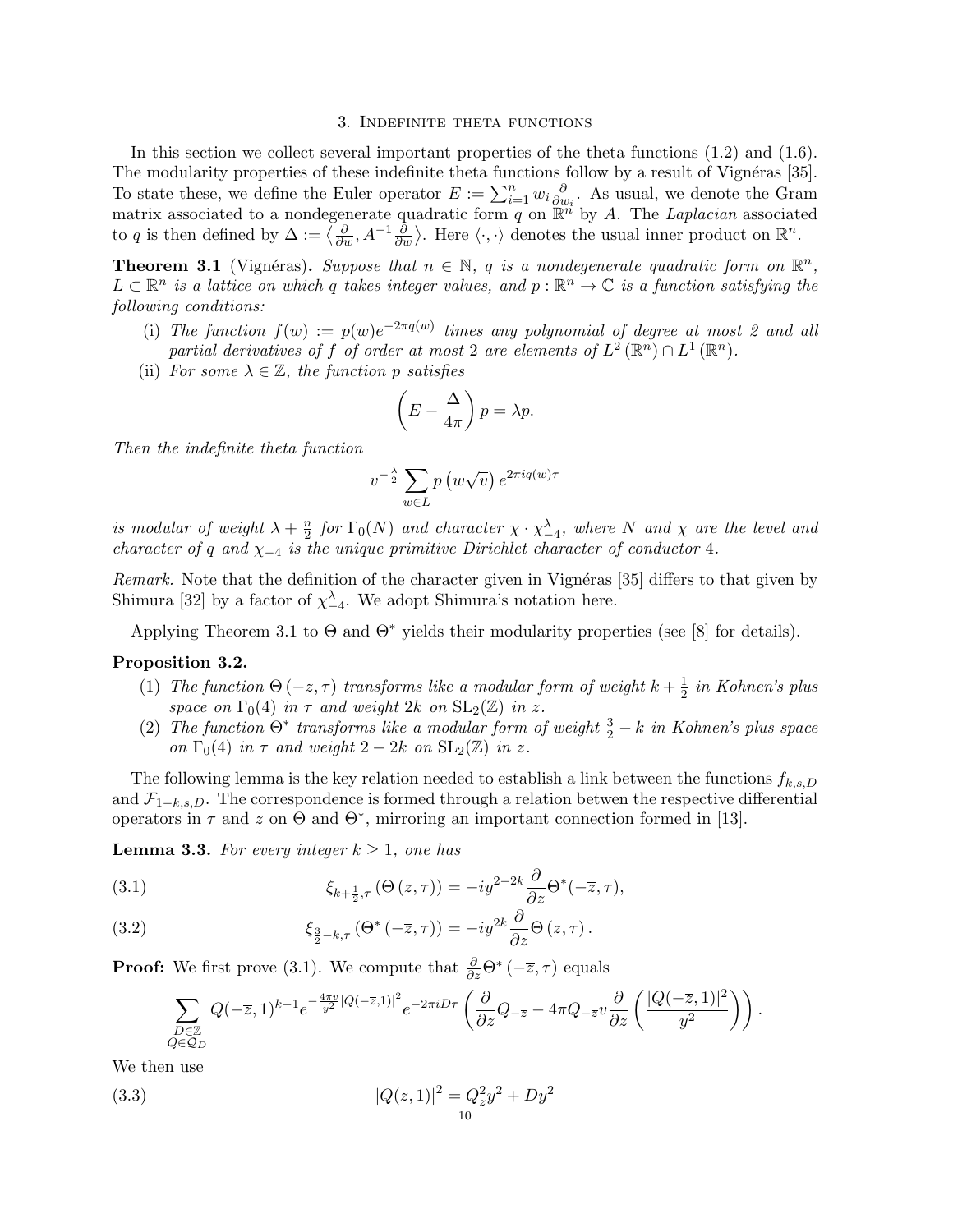## 3. Indefinite theta functions

In this section we collect several important properties of the theta functions (1.2) and (1.6). The modularity properties of these indefinite theta functions follow by a result of Vignéras [35]. To state these, we define the Euler operator $E := \sum_{i=1}^{n} w_i \frac{\partial}{\partial w_i}$. As usual, we denote the Gram matrix associated to a nondegenerate quadratic form $q$ on $\mathbb{R}^n$ by $A$. The *Laplacian* associated to $q$ is then defined by $\Delta := \left\langle \frac{\partial}{\partial w}, A^{-1} \frac{\partial}{\partial w} \right\rangle$. Here $\langle \cdot, \cdot \rangle$ denotes the usual inner product on $\mathbb{R}^n$.

**Theorem 3.1** (Vignéras)**.** *Suppose that $n \in \mathbb{N}$, $q$ is a nondegenerate quadratic form on $\mathbb{R}^n$, $L \subset \mathbb{R}^n$ is a lattice on which $q$ takes integer values, and $p : \mathbb{R}^n \to \mathbb{C}$ is a function satisfying the following conditions:*

1. *The function $f(w) := p(w)e^{-2\pi q(w)}$ times any polynomial of degree at most 2 and all partial derivatives of $f$ of order at most 2 are elements of $L^2(\mathbb{R}^n) \cap L^1(\mathbb{R}^n)$.*
2. *For some $\lambda \in \mathbb{Z}$, the function $p$ satisfies*
$$\left( E - \frac{\Delta}{4\pi} \right) p = \lambda p.$$

*Then the indefinite theta function*
$$v^{-\frac{\lambda}{2}} \sum_{w \in L} p\left(w\sqrt{v}\right) e^{2\pi i q(w)\tau}$$
*is modular of weight $\lambda + \frac{n}{2}$ for $\Gamma_0(N)$ and character $\chi \cdot \chi_{-4}^{\lambda}$, where $N$ and $\chi$ are the level and character of $q$ and $\chi_{-4}$ is the unique primitive Dirichlet character of conductor 4.*

*Remark.* Note that the definition of the character given in Vignéras [35] differs to that given by Shimura [32] by a factor of $\chi_{-4}^{\lambda}$. We adopt Shimura's notation here.

Applying Theorem 3.1 to $\Theta$ and $\Theta^*$ yields their modularity properties (see [8] for details).

**Proposition 3.2.**

1. *The function $\Theta(-\overline{z}, \tau)$ transforms like a modular form of weight $k + \frac{1}{2}$ in Kohnen's plus space on $\Gamma_0(4)$ in $\tau$ and weight $2k$ on $\mathrm{SL}_2(\mathbb{Z})$ in $z$.*
2. *The function $\Theta^*$ transforms like a modular form of weight $\frac{3}{2} - k$ in Kohnen's plus space on $\Gamma_0(4)$ in $\tau$ and weight $2 - 2k$ on $\mathrm{SL}_2(\mathbb{Z})$ in $z$.*

The following lemma is the key relation needed to establish a link between the functions $f_{k,s,D}$ and $\mathcal{F}_{1-k,s,D}$. The correspondence is formed through a relation betwen the respective differential operators in $\tau$ and $z$ on $\Theta$ and $\Theta^*$, mirroring an important connection formed in [13].

**Lemma 3.3.** *For every integer $k \geq 1$, one has*

$$\xi_{k+\frac{1}{2},\tau}\left(\Theta(z,\tau)\right) = -iy^{2-2k} \frac{\partial}{\partial z} \Theta^*(-\overline{z}, \tau), \tag{3.1}$$

$$\xi_{\frac{3}{2}-k,\tau}\left(\Theta^*(-\overline{z},\tau)\right) = -iy^{2k} \frac{\partial}{\partial z} \Theta(z,\tau). \tag{3.2}$$

**Proof:** We first prove (3.1). We compute that $\frac{\partial}{\partial z}\Theta^*(-\overline{z},\tau)$ equals

$$\sum_{\substack{D \in \mathbb{Z} \\ Q \in \mathcal{Q}_D}} Q(-\overline{z},1)^{k-1} e^{-\frac{4\pi v}{y^2}|Q(-\overline{z},1)|^2} e^{-2\pi i D\tau} \left( \frac{\partial}{\partial z} Q_{-\overline{z}} - 4\pi Q_{-\overline{z}} v \frac{\partial}{\partial z}\left( \frac{|Q(-\overline{z},1)|^2}{y^2} \right) \right).$$

We then use

$$|Q(z,1)|^2 = Q_z^2 y^2 + D y^2 \tag{3.3}$$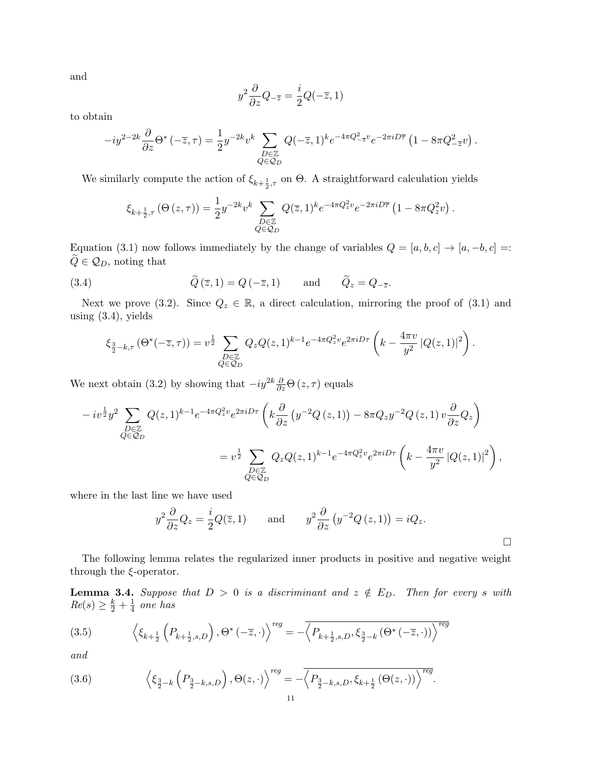and

$$y^2 \frac{\partial}{\partial z} Q_{-\overline{z}} = \frac{i}{2} Q(-\overline{z}, 1)$$

to obtain

$$-iy^{2-2k} \frac{\partial}{\partial z} \Theta^* \left(-\overline{z}, \tau\right) = \frac{1}{2} y^{-2k} v^k \sum_{\substack{D \in \mathbb{Z} \\ Q \in \mathcal{Q}_D}} Q(-\overline{z}, 1)^k e^{-4\pi Q_{-\overline{z}}^2 v} e^{-2\pi i D \overline{\tau}} \left(1 - 8\pi Q_{-\overline{z}}^2 v\right).$$

We similarly compute the action of $\xi_{k+\frac{1}{2}, \tau}$ on $\Theta$. A straightforward calculation yields

$$\xi_{k+\frac{1}{2}, \tau} \left(\Theta\left(z, \tau\right)\right) = \frac{1}{2} y^{-2k} v^k \sum_{\substack{D \in \mathbb{Z} \\ Q \in \mathcal{Q}_D}} Q(\overline{z}, 1)^k e^{-4\pi Q_z^2 v} e^{-2\pi i D \overline{\tau}} \left(1 - 8\pi Q_z^2 v\right).$$

Equation (3.1) now follows immediately by the change of variables $Q = [a, b, c] \to [a, -b, c] =: \widetilde{Q} \in \mathcal{Q}_D$, noting that

$$\widetilde{Q}\left(\overline{z}, 1\right) = Q\left(-\overline{z}, 1\right) \qquad \text{and} \qquad \widetilde{Q}_z = Q_{-\overline{z}}. \tag{3.4}$$

Next we prove (3.2). Since $Q_z \in \mathbb{R}$, a direct calculation, mirroring the proof of (3.1) and using (3.4), yields

$$\xi_{\frac{3}{2}-k, \tau} \left(\Theta^*(-\overline{z}, \tau)\right) = v^{\frac{1}{2}} \sum_{\substack{D \in \mathbb{Z} \\ Q \in \mathcal{Q}_D}} Q_z Q(z, 1)^{k-1} e^{-4\pi Q_z^2 v} e^{2\pi i D \tau} \left(k - \frac{4\pi v}{y^2} \left|Q(z, 1)\right|^2\right).$$

We next obtain (3.2) by showing that $-iy^{2k} \frac{\partial}{\partial z} \Theta\left(z, \tau\right)$ equals

$$\begin{aligned} - i v^{\frac{1}{2}} y^2 \sum_{\substack{D \in \mathbb{Z} \\ Q \in \mathcal{Q}_D}} Q(z, 1)^{k-1} e^{-4\pi Q_z^2 v} e^{2\pi i D \tau} \left(k \frac{\partial}{\partial z}\left(y^{-2} Q\left(z, 1\right)\right) - 8\pi Q_z y^{-2} Q\left(z, 1\right) v \frac{\partial}{\partial z} Q_z\right) \\ = v^{\frac{1}{2}} \sum_{\substack{D \in \mathbb{Z} \\ Q \in \mathcal{Q}_D}} Q_z Q(z, 1)^{k-1} e^{-4\pi Q_z^2 v} e^{2\pi i D \tau} \left(k - \frac{4\pi v}{y^2} \left|Q(z, 1)\right|^2\right), \end{aligned}$$

where in the last line we have used

$$y^2 \frac{\partial}{\partial z} Q_z = \frac{i}{2} Q(\overline{z}, 1) \qquad \text{and} \qquad y^2 \frac{\partial}{\partial z} \left(y^{-2} Q\left(z, 1\right)\right) = i Q_z.$$

□

The following lemma relates the regularized inner products in positive and negative weight through the $\xi$-operator.

**Lemma 3.4.** *Suppose that $D > 0$ is a discriminant and $z \notin E_D$. Then for every $s$ with $Re(s) \geq \frac{k}{2} + \frac{1}{4}$ one has*

$$\left\langle \xi_{k+\frac{1}{2}} \left(P_{k+\frac{1}{2}, s, D}\right), \Theta^* \left(-\overline{z}, \cdot\right) \right\rangle^{reg} = - \overline{\left\langle P_{k+\frac{1}{2}, s, D}, \xi_{\frac{3}{2}-k} \left(\Theta^* \left(-\overline{z}, \cdot\right)\right) \right\rangle^{reg}} \tag{3.5}$$

*and*

$$\left\langle \xi_{\frac{3}{2}-k} \left(P_{\frac{3}{2}-k, s, D}\right), \Theta(z, \cdot) \right\rangle^{reg} = - \overline{\left\langle P_{\frac{3}{2}-k, s, D}, \xi_{k+\frac{1}{2}} \left(\Theta(z, \cdot)\right) \right\rangle^{reg}}. \tag{3.6}$$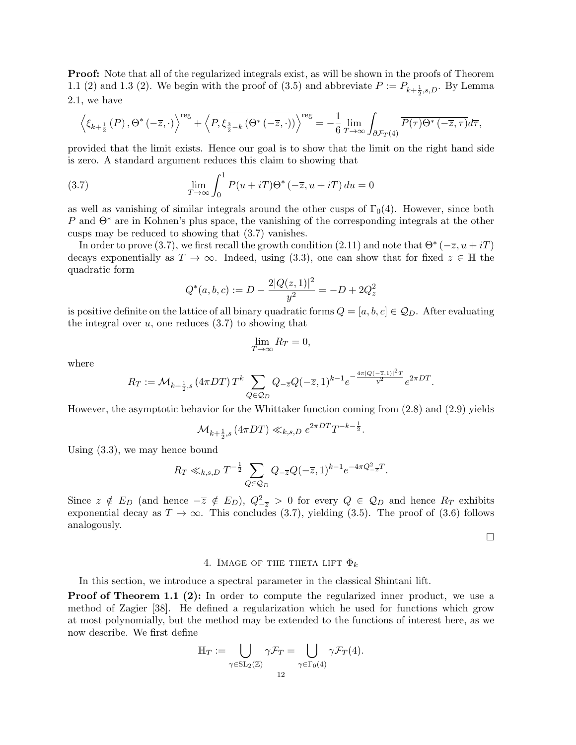**Proof:** Note that all of the regularized integrals exist, as will be shown in the proofs of Theorem 1.1 (2) and 1.3 (2). We begin with the proof of (3.5) and abbreviate $P := P_{k+\frac{1}{2},s,D}$. By Lemma 2.1, we have

$$\left\langle \xi_{k+\frac{1}{2}}\left(P\right), \Theta^*\left(-\overline{z},\cdot\right)\right\rangle^{\mathrm{reg}} + \overline{\left\langle P, \xi_{\frac{3}{2}-k}\left(\Theta^*\left(-\overline{z},\cdot\right)\right)\right\rangle^{\mathrm{reg}}} = -\frac{1}{6}\lim_{T\to\infty}\int_{\partial\mathcal{F}_T(4)} \overline{P(\tau)\Theta^*\left(-\overline{z},\tau\right)}d\overline{\tau},$$

provided that the limit exists. Hence our goal is to show that the limit on the right hand side is zero. A standard argument reduces this claim to showing that

$$\lim_{T\to\infty}\int_0^1 P(u+iT)\Theta^*\left(-\overline{z},u+iT\right)du = 0 \tag{3.7}$$

as well as vanishing of similar integrals around the other cusps of $\Gamma_0(4)$. However, since both $P$ and $\Theta^*$ are in Kohnen's plus space, the vanishing of the corresponding integrals at the other cusps may be reduced to showing that (3.7) vanishes.

In order to prove (3.7), we first recall the growth condition (2.11) and note that $\Theta^*\left(-\overline{z},u+iT\right)$ decays exponentially as $T\to\infty$. Indeed, using (3.3), one can show that for fixed $z\in\mathbb{H}$ the quadratic form

$$Q^*(a,b,c) := D - \frac{2|Q(z,1)|^2}{y^2} = -D + 2Q_z^2$$

is positive definite on the lattice of all binary quadratic forms $Q=[a,b,c]\in\mathcal{Q}_D$. After evaluating the integral over $u$, one reduces (3.7) to showing that

$$\lim_{T\to\infty} R_T = 0,$$

where

$$R_T := \mathcal{M}_{k+\frac{1}{2},s}\left(4\pi DT\right)T^k \sum_{Q\in\mathcal{Q}_D} Q_{-\overline{z}}Q(-\overline{z},1)^{k-1}e^{-\frac{4\pi|Q(-\overline{z},1)|^2T}{y^2}}e^{2\pi DT}.$$

However, the asymptotic behavior for the Whittaker function coming from (2.8) and (2.9) yields

$$\mathcal{M}_{k+\frac{1}{2},s}\left(4\pi DT\right) \ll_{k,s,D} e^{2\pi DT}T^{-k-\frac{1}{2}}.$$

Using (3.3), we may hence bound

$$R_T \ll_{k,s,D} T^{-\frac{1}{2}} \sum_{Q\in\mathcal{Q}_D} Q_{-\overline{z}}Q(-\overline{z},1)^{k-1}e^{-4\pi Q_{-\overline{z}}^2 T}.$$

Since $z\notin E_D$ (and hence $-\overline{z}\notin E_D$), $Q_{-\overline{z}}^2>0$ for every $Q\in\mathcal{Q}_D$ and hence $R_T$ exhibits exponential decay as $T\to\infty$. This concludes (3.7), yielding (3.5). The proof of (3.6) follows analogously.

□

## 4. Image of the theta lift $\Phi_k$

In this section, we introduce a spectral parameter in the classical Shintani lift.

**Proof of Theorem 1.1 (2):** In order to compute the regularized inner product, we use a method of Zagier [38]. He defined a regularization which he used for functions which grow at most polynomially, but the method may be extended to the functions of interest here, as we now describe. We first define

$$\mathbb{H}_T := \bigcup_{\gamma\in\mathrm{SL}_2(\mathbb{Z})}\gamma\mathcal{F}_T = \bigcup_{\gamma\in\Gamma_0(4)}\gamma\mathcal{F}_T(4).$$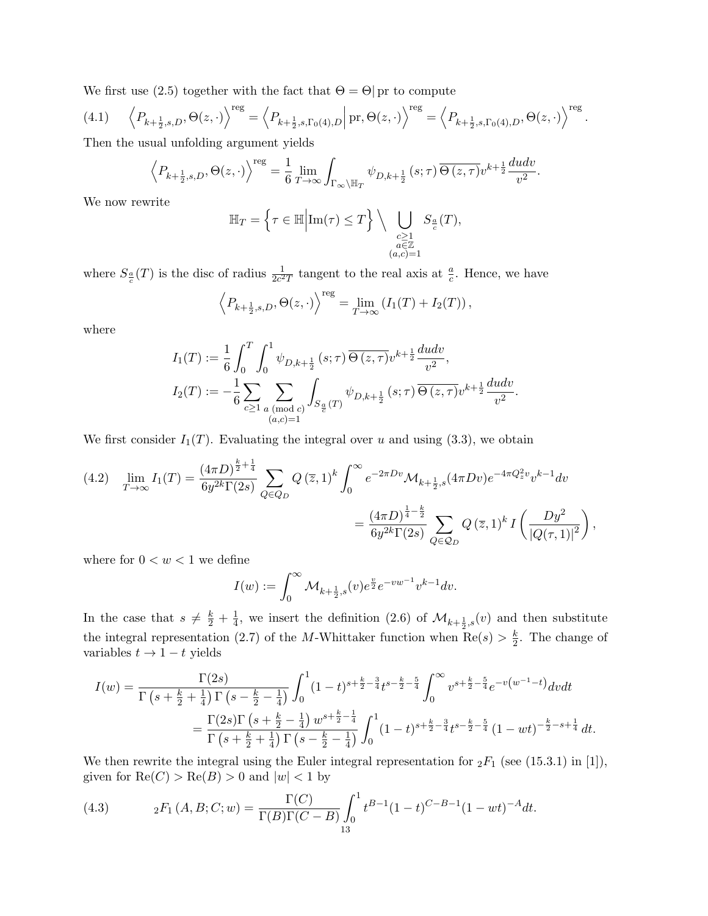We first use (2.5) together with the fact that $\Theta = \Theta|\,\mathrm{pr}$ to compute

$$\left\langle P_{k+\frac{1}{2},s,D}, \Theta(z,\cdot)\right\rangle^{\mathrm{reg}} = \left\langle P_{k+\frac{1}{2},s,\Gamma_0(4),D}\Big|\,\mathrm{pr}, \Theta(z,\cdot)\right\rangle^{\mathrm{reg}} = \left\langle P_{k+\frac{1}{2},s,\Gamma_0(4),D}, \Theta(z,\cdot)\right\rangle^{\mathrm{reg}}. \tag{4.1}$$

Then the usual unfolding argument yields

$$\left\langle P_{k+\frac{1}{2},s,D}, \Theta(z,\cdot)\right\rangle^{\mathrm{reg}} = \frac{1}{6}\lim_{T\to\infty}\int_{\Gamma_\infty\backslash\mathbb{H}_T} \psi_{D,k+\frac{1}{2}}\left(s;\tau\right)\overline{\Theta\left(z,\tau\right)}v^{k+\frac{1}{2}}\frac{dudv}{v^2}.$$

We now rewrite

$$\mathbb{H}_T = \left\{\tau\in\mathbb{H}\Big|\mathrm{Im}(\tau)\leq T\right\}\setminus \bigcup_{\substack{c\geq 1\\ a\in\mathbb{Z}\\ (a,c)=1}} S_{\frac{a}{c}}(T),$$

where $S_{\frac{a}{c}}(T)$ is the disc of radius $\frac{1}{2c^2T}$ tangent to the real axis at $\frac{a}{c}$. Hence, we have

$$\left\langle P_{k+\frac{1}{2},s,D}, \Theta(z,\cdot)\right\rangle^{\mathrm{reg}} = \lim_{T\to\infty}\left(I_1(T)+I_2(T)\right),$$

where

$$I_1(T) := \frac{1}{6}\int_0^T\int_0^1 \psi_{D,k+\frac{1}{2}}\left(s;\tau\right)\overline{\Theta\left(z,\tau\right)}v^{k+\frac{1}{2}}\frac{dudv}{v^2},$$

$$I_2(T) := -\frac{1}{6}\sum_{c\geq 1}\sum_{\substack{a \pmod{c}\\ (a,c)=1}}\int_{S_{\frac{a}{c}}(T)} \psi_{D,k+\frac{1}{2}}\left(s;\tau\right)\overline{\Theta\left(z,\tau\right)}v^{k+\frac{1}{2}}\frac{dudv}{v^2}.$$

We first consider $I_1(T)$. Evaluating the integral over $u$ and using (3.3), we obtain

$$\begin{aligned}\lim_{T\to\infty} I_1(T) &= \frac{(4\pi D)^{\frac{k}{2}+\frac{1}{4}}}{6y^{2k}\Gamma(2s)}\sum_{Q\in Q_D} Q\left(\overline{z},1\right)^k\int_0^\infty e^{-2\pi Dv}\mathcal{M}_{k+\frac{1}{2},s}(4\pi Dv)e^{-4\pi Q_z^2 v}v^{k-1}dv \\ &= \frac{(4\pi D)^{\frac{1}{4}-\frac{k}{2}}}{6y^{2k}\Gamma(2s)}\sum_{Q\in\mathcal{Q}_D} Q\left(\overline{z},1\right)^k I\left(\frac{Dy^2}{\left|Q(\tau,1)\right|^2}\right),\end{aligned} \tag{4.2}$$

where for $0<w<1$ we define

$$I(w) := \int_0^\infty \mathcal{M}_{k+\frac{1}{2},s}(v)e^{\frac{v}{2}}e^{-vw^{-1}}v^{k-1}dv.$$

In the case that $s\neq\frac{k}{2}+\frac{1}{4}$, we insert the definition (2.6) of $\mathcal{M}_{k+\frac{1}{2},s}(v)$ and then substitute the integral representation (2.7) of the $M$-Whittaker function when $\mathrm{Re}(s)>\frac{k}{2}$. The change of variables $t\to 1-t$ yields

$$\begin{aligned} I(w) &= \frac{\Gamma(2s)}{\Gamma\left(s+\frac{k}{2}+\frac{1}{4}\right)\Gamma\left(s-\frac{k}{2}-\frac{1}{4}\right)}\int_0^1 (1-t)^{s+\frac{k}{2}-\frac{3}{4}}t^{s-\frac{k}{2}-\frac{5}{4}}\int_0^\infty v^{s+\frac{k}{2}-\frac{5}{4}}e^{-v\left(w^{-1}-t\right)}dvdt \\ &= \frac{\Gamma(2s)\Gamma\left(s+\frac{k}{2}-\frac{1}{4}\right)w^{s+\frac{k}{2}-\frac{1}{4}}}{\Gamma\left(s+\frac{k}{2}+\frac{1}{4}\right)\Gamma\left(s-\frac{k}{2}-\frac{1}{4}\right)}\int_0^1 (1-t)^{s+\frac{k}{2}-\frac{3}{4}}t^{s-\frac{k}{2}-\frac{5}{4}}\left(1-wt\right)^{-\frac{k}{2}-s+\frac{1}{4}}dt.\end{aligned}$$

We then rewrite the integral using the Euler integral representation for ${}_2F_1$ (see (15.3.1) in [1]), given for $\mathrm{Re}(C)>\mathrm{Re}(B)>0$ and $|w|<1$ by

$${}_2F_1\left(A,B;C;w\right) = \frac{\Gamma(C)}{\Gamma(B)\Gamma(C-B)}\int_0^1 t^{B-1}(1-t)^{C-B-1}(1-wt)^{-A}dt. \tag{4.3}$$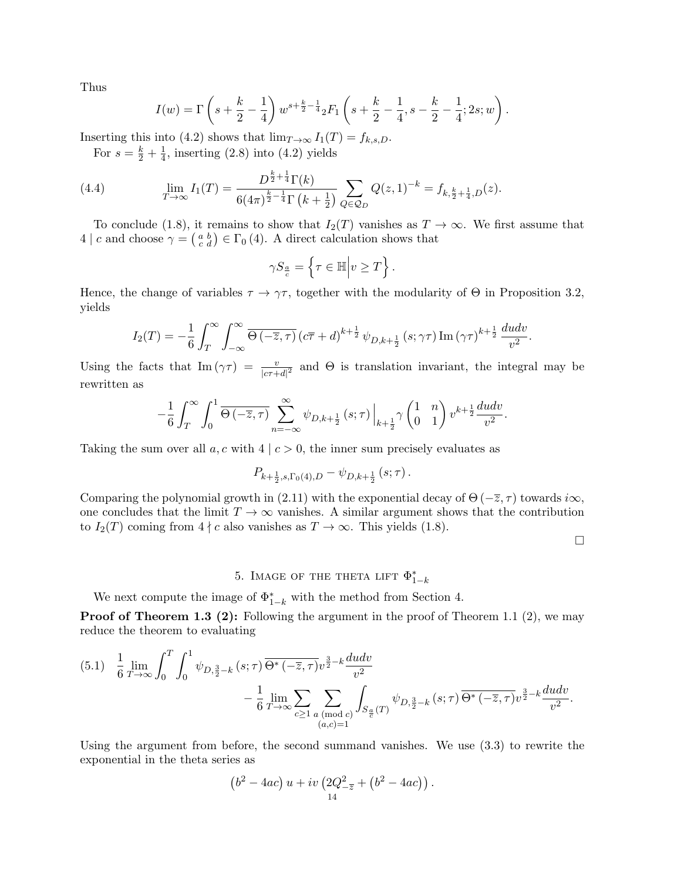Thus

$$I(w) = \Gamma\left(s + \frac{k}{2} - \frac{1}{4}\right) w^{s+\frac{k}{2}-\frac{1}{4}} {}_2F_1\left(s + \frac{k}{2} - \frac{1}{4}, s - \frac{k}{2} - \frac{1}{4}; 2s; w\right).$$

Inserting this into (4.2) shows that $\lim_{T\to\infty} I_1(T) = f_{k,s,D}$.

For $s = \frac{k}{2} + \frac{1}{4}$, inserting (2.8) into (4.2) yields

$$\lim_{T\to\infty} I_1(T) = \frac{D^{\frac{k}{2}+\frac{1}{4}}\Gamma(k)}{6(4\pi)^{\frac{k}{2}-\frac{1}{4}}\Gamma\left(k+\frac{1}{2}\right)} \sum_{Q\in\mathcal{Q}_D} Q(z,1)^{-k} = f_{k,\frac{k}{2}+\frac{1}{4},D}(z). \tag{4.4}$$

To conclude (1.8), it remains to show that $I_2(T)$ vanishes as $T \to \infty$. We first assume that $4 \mid c$ and choose $\gamma = \left(\begin{smallmatrix} a & b \\ c & d \end{smallmatrix}\right) \in \Gamma_0(4)$. A direct calculation shows that

$$\gamma S_{\frac{a}{c}} = \left\{\tau \in \mathbb{H} \middle| v \geq T\right\}.$$

Hence, the change of variables $\tau \to \gamma\tau$, together with the modularity of $\Theta$ in Proposition 3.2, yields

$$I_2(T) = -\frac{1}{6}\int_T^\infty \int_{-\infty}^\infty \overline{\Theta(-\overline{z},\tau)}\,(c\overline{\tau}+d)^{k+\frac{1}{2}}\,\psi_{D,k+\frac{1}{2}}(s;\gamma\tau)\operatorname{Im}(\gamma\tau)^{k+\frac{1}{2}}\frac{dudv}{v^2}.$$

Using the facts that $\operatorname{Im}(\gamma\tau) = \frac{v}{|c\tau+d|^2}$ and $\Theta$ is translation invariant, the integral may be rewritten as

$$-\frac{1}{6}\int_T^\infty \int_0^1 \overline{\Theta(-\overline{z},\tau)} \sum_{n=-\infty}^\infty \psi_{D,k+\frac{1}{2}}(s;\tau)\Big|_{k+\frac{1}{2}}\gamma\begin{pmatrix} 1 & n \\ 0 & 1\end{pmatrix} v^{k+\frac{1}{2}}\frac{dudv}{v^2}.$$

Taking the sum over all $a, c$ with $4 \mid c > 0$, the inner sum precisely evaluates as

$$P_{k+\frac{1}{2},s,\Gamma_0(4),D} - \psi_{D,k+\frac{1}{2}}(s;\tau).$$

Comparing the polynomial growth in (2.11) with the exponential decay of $\Theta(-\overline{z},\tau)$ towards $i\infty$, one concludes that the limit $T \to \infty$ vanishes. A similar argument shows that the contribution to $I_2(T)$ coming from $4 \nmid c$ also vanishes as $T \to \infty$. This yields (1.8).

□

## 5. Image of the theta lift $\Phi^*_{1-k}$

We next compute the image of $\Phi^*_{1-k}$ with the method from Section 4.

**Proof of Theorem 1.3 (2):** Following the argument in the proof of Theorem 1.1 (2), we may reduce the theorem to evaluating

$$\begin{aligned}\frac{1}{6}\lim_{T\to\infty}\int_0^T\int_0^1 \psi_{D,\frac{3}{2}-k}(s;\tau)\,\overline{\Theta^*(-\overline{z},\tau)}v^{\frac{3}{2}-k}\frac{dudv}{v^2} \\ -\frac{1}{6}\lim_{T\to\infty}\sum_{c\geq 1}\sum_{\substack{a \pmod{c} \\ (a,c)=1}}\int_{S_{\frac{a}{c}}(T)} \psi_{D,\frac{3}{2}-k}(s;\tau)\,\overline{\Theta^*(-\overline{z},\tau)}v^{\frac{3}{2}-k}\frac{dudv}{v^2}.\end{aligned} \tag{5.1}$$

Using the argument from before, the second summand vanishes. We use (3.3) to rewrite the exponential in the theta series as

$$\left(b^2-4ac\right)u + iv\left(2Q_{-\overline{z}}^2 + \left(b^2-4ac\right)\right).$$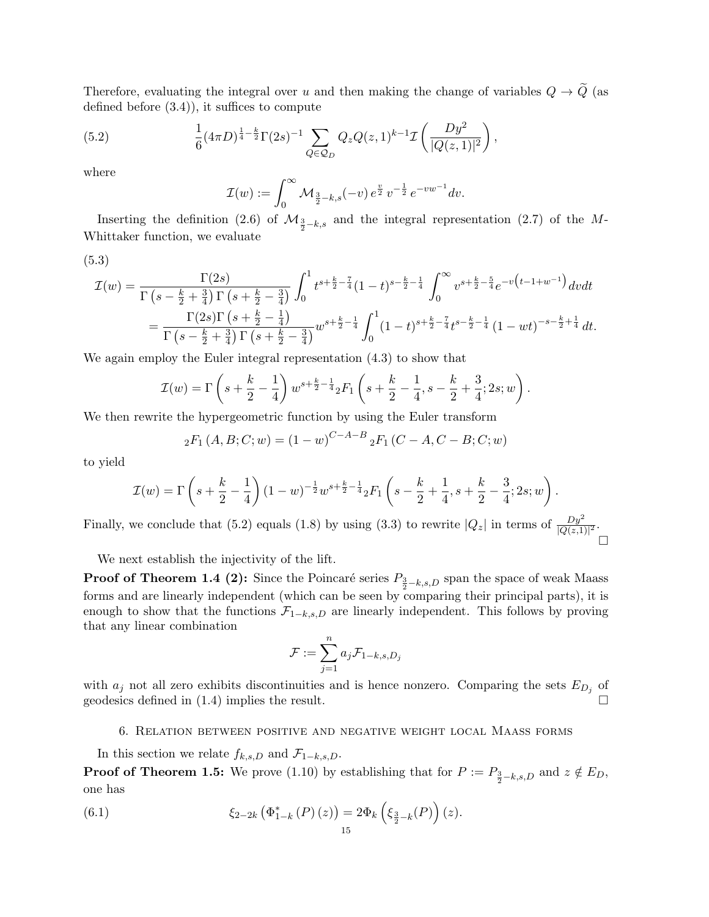Therefore, evaluating the integral over $u$ and then making the change of variables $Q \to \widetilde{Q}$ (as defined before (3.4)), it suffices to compute

$$\frac{1}{6}(4\pi D)^{\frac{1}{4}-\frac{k}{2}}\Gamma(2s)^{-1}\sum_{Q\in\mathcal{Q}_D} Q_z Q(z,1)^{k-1}\mathcal{I}\left(\frac{Dy^2}{|Q(z,1)|^2}\right), \tag{5.2}$$

where

$$\mathcal{I}(w) := \int_0^\infty \mathcal{M}_{\frac{3}{2}-k,s}(-v)\, e^{\frac{v}{2}}\, v^{-\frac{1}{2}}\, e^{-vw^{-1}} dv.$$

Inserting the definition (2.6) of $\mathcal{M}_{\frac{3}{2}-k,s}$ and the integral representation (2.7) of the $M$-Whittaker function, we evaluate

$$\begin{aligned}
\mathcal{I}(w) &= \frac{\Gamma(2s)}{\Gamma\left(s-\frac{k}{2}+\frac{3}{4}\right)\Gamma\left(s+\frac{k}{2}-\frac{3}{4}\right)}\int_0^1 t^{s+\frac{k}{2}-\frac{7}{4}}(1-t)^{s-\frac{k}{2}-\frac{1}{4}}\int_0^\infty v^{s+\frac{k}{2}-\frac{5}{4}}e^{-v\left(t-1+w^{-1}\right)}dvdt \\
&= \frac{\Gamma(2s)\Gamma\left(s+\frac{k}{2}-\frac{1}{4}\right)}{\Gamma\left(s-\frac{k}{2}+\frac{3}{4}\right)\Gamma\left(s+\frac{k}{2}-\frac{3}{4}\right)} w^{s+\frac{k}{2}-\frac{1}{4}}\int_0^1 (1-t)^{s+\frac{k}{2}-\frac{7}{4}}t^{s-\frac{k}{2}-\frac{1}{4}}\left(1-wt\right)^{-s-\frac{k}{2}+\frac{1}{4}}dt.
\end{aligned} \tag{5.3}$$

We again employ the Euler integral representation (4.3) to show that

$$\mathcal{I}(w) = \Gamma\left(s+\frac{k}{2}-\frac{1}{4}\right)w^{s+\frac{k}{2}-\frac{1}{4}}{}_2F_1\left(s+\frac{k}{2}-\frac{1}{4}, s-\frac{k}{2}+\frac{3}{4}; 2s; w\right).$$

We then rewrite the hypergeometric function by using the Euler transform

$${}_2F_1\left(A,B;C;w\right) = (1-w)^{C-A-B}\,{}_2F_1\left(C-A,C-B;C;w\right)$$

to yield

$$\mathcal{I}(w) = \Gamma\left(s+\frac{k}{2}-\frac{1}{4}\right)(1-w)^{-\frac{1}{2}}w^{s+\frac{k}{2}-\frac{1}{4}}{}_2F_1\left(s-\frac{k}{2}+\frac{1}{4}, s+\frac{k}{2}-\frac{3}{4}; 2s; w\right).$$

Finally, we conclude that (5.2) equals (1.8) by using (3.3) to rewrite $|Q_z|$ in terms of $\frac{Dy^2}{|Q(z,1)|^2}$. $\square$

We next establish the injectivity of the lift.

**Proof of Theorem 1.4 (2):** Since the Poincaré series $P_{\frac{3}{2}-k,s,D}$ span the space of weak Maass forms and are linearly independent (which can be seen by comparing their principal parts), it is enough to show that the functions $\mathcal{F}_{1-k,s,D}$ are linearly independent. This follows by proving that any linear combination

$$\mathcal{F} := \sum_{j=1}^n a_j \mathcal{F}_{1-k,s,D_j}$$

with $a_j$ not all zero exhibits discontinuities and is hence nonzero. Comparing the sets $E_{D_j}$ of geodesics defined in (1.4) implies the result. $\square$

## 6. Relation between positive and negative weight local Maass forms

In this section we relate $f_{k,s,D}$ and $\mathcal{F}_{1-k,s,D}$.

**Proof of Theorem 1.5:** We prove (1.10) by establishing that for $P := P_{\frac{3}{2}-k,s,D}$ and $z \notin E_D$, one has

$$\xi_{2-2k}\left(\Phi^*_{1-k}\left(P\right)(z)\right) = 2\Phi_k\left(\xi_{\frac{3}{2}-k}(P)\right)(z). \tag{6.1}$$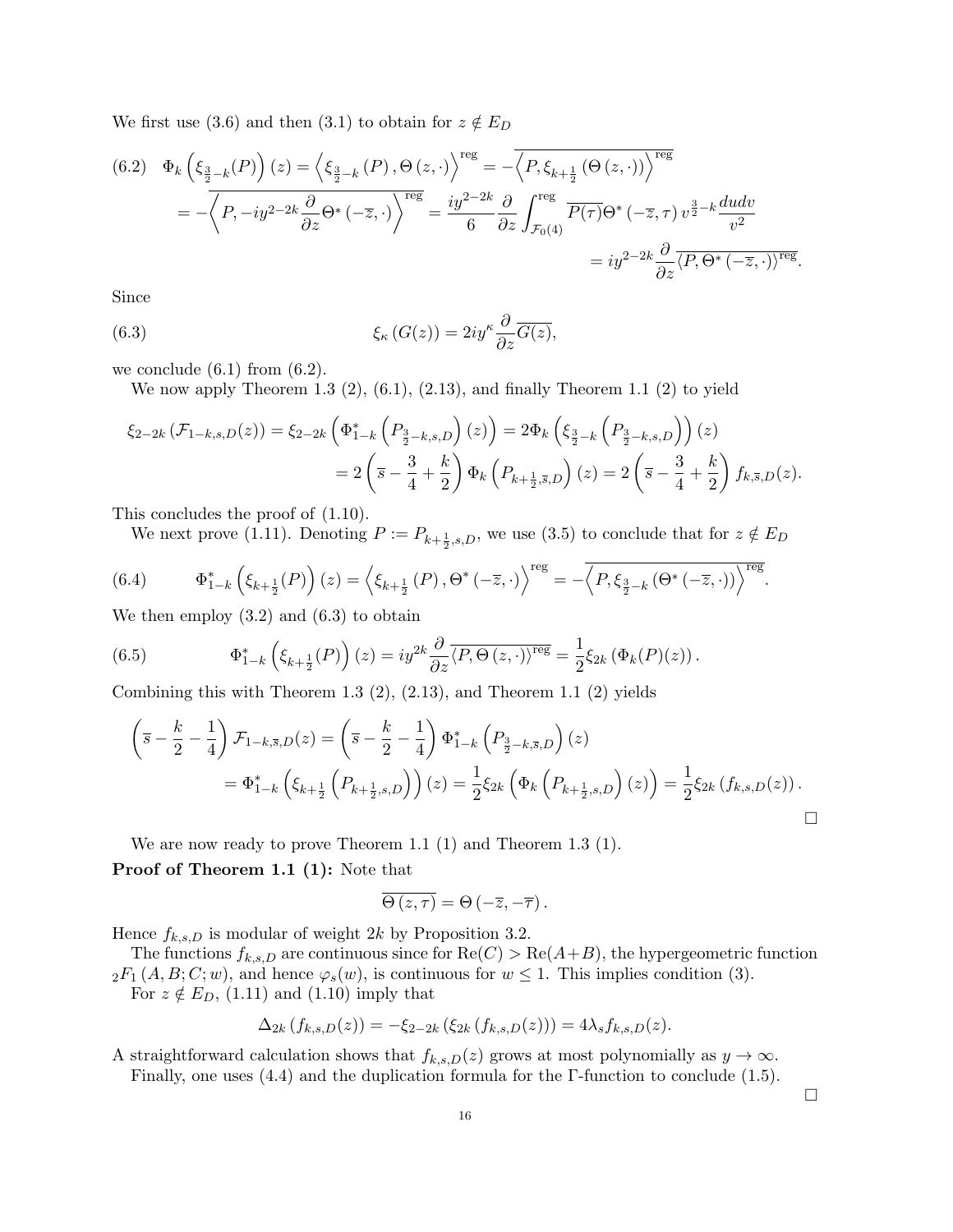We first use (3.6) and then (3.1) to obtain for $z \notin E_D$

$$\begin{aligned}
(6.2)\quad \Phi_k\left(\xi_{\frac{3}{2}-k}(P)\right)(z) &= \left\langle \xi_{\frac{3}{2}-k}(P), \Theta(z,\cdot)\right\rangle^{\mathrm{reg}} = -\overline{\left\langle P, \xi_{k+\frac{1}{2}}\left(\Theta(z,\cdot)\right)\right\rangle^{\mathrm{reg}}} \\
&= -\overline{\left\langle P, -iy^{2-2k}\frac{\partial}{\partial z}\Theta^*\left(-\overline{z},\cdot\right)\right\rangle^{\mathrm{reg}}} = \frac{iy^{2-2k}}{6}\frac{\partial}{\partial z}\int_{\mathcal{F}_0(4)}^{\mathrm{reg}} \overline{P(\tau)}\Theta^*\left(-\overline{z},\tau\right)v^{\frac{3}{2}-k}\frac{dudv}{v^2} \\
&= iy^{2-2k}\frac{\partial}{\partial z}\overline{\left\langle P, \Theta^*\left(-\overline{z},\cdot\right)\right\rangle^{\mathrm{reg}}}.
\end{aligned}$$

Since

$$(6.3)\qquad \xi_\kappa\left(G(z)\right) = 2iy^\kappa \frac{\partial}{\partial z}\overline{G(z)},$$

we conclude (6.1) from (6.2).

We now apply Theorem 1.3 (2), (6.1), (2.13), and finally Theorem 1.1 (2) to yield

$$\begin{aligned}
\xi_{2-2k}\left(\mathcal{F}_{1-k,s,D}(z)\right) &= \xi_{2-2k}\left(\Phi^*_{1-k}\left(P_{\frac{3}{2}-k,s,D}\right)(z)\right) = 2\Phi_k\left(\xi_{\frac{3}{2}-k}\left(P_{\frac{3}{2}-k,s,D}\right)\right)(z) \\
&= 2\left(\overline{s} - \frac{3}{4} + \frac{k}{2}\right)\Phi_k\left(P_{k+\frac{1}{2},\overline{s},D}\right)(z) = 2\left(\overline{s} - \frac{3}{4} + \frac{k}{2}\right) f_{k,\overline{s},D}(z).
\end{aligned}$$

This concludes the proof of (1.10).

We next prove (1.11). Denoting $P := P_{k+\frac{1}{2},s,D}$, we use (3.5) to conclude that for $z \notin E_D$

$$(6.4)\qquad \Phi^*_{1-k}\left(\xi_{k+\frac{1}{2}}(P)\right)(z) = \left\langle \xi_{k+\frac{1}{2}}(P), \Theta^*\left(-\overline{z},\cdot\right)\right\rangle^{\mathrm{reg}} = -\overline{\left\langle P, \xi_{\frac{3}{2}-k}\left(\Theta^*\left(-\overline{z},\cdot\right)\right)\right\rangle^{\mathrm{reg}}}.$$

We then employ (3.2) and (6.3) to obtain

$$(6.5)\qquad \Phi^*_{1-k}\left(\xi_{k+\frac{1}{2}}(P)\right)(z) = iy^{2k}\frac{\partial}{\partial z}\overline{\left\langle P, \Theta(z,\cdot)\right\rangle^{\mathrm{reg}}} = \frac{1}{2}\xi_{2k}\left(\Phi_k(P)(z)\right).$$

Combining this with Theorem 1.3 (2), (2.13), and Theorem 1.1 (2) yields

$$\begin{aligned}
\left(\overline{s} - \frac{k}{2} - \frac{1}{4}\right)\mathcal{F}_{1-k,\overline{s},D}(z) &= \left(\overline{s} - \frac{k}{2} - \frac{1}{4}\right)\Phi^*_{1-k}\left(P_{\frac{3}{2}-k,\overline{s},D}\right)(z) \\
&= \Phi^*_{1-k}\left(\xi_{k+\frac{1}{2}}\left(P_{k+\frac{1}{2},s,D}\right)\right)(z) = \frac{1}{2}\xi_{2k}\left(\Phi_k\left(P_{k+\frac{1}{2},s,D}\right)(z)\right) = \frac{1}{2}\xi_{2k}\left(f_{k,s,D}(z)\right).
\end{aligned}$$

□

We are now ready to prove Theorem 1.1 (1) and Theorem 1.3 (1).

**Proof of Theorem 1.1 (1):** Note that

$$\overline{\Theta(z,\tau)} = \Theta\left(-\overline{z}, -\overline{\tau}\right).$$

Hence $f_{k,s,D}$ is modular of weight $2k$ by Proposition 3.2.

The functions $f_{k,s,D}$ are continuous since for $\mathrm{Re}(C) > \mathrm{Re}(A+B)$, the hypergeometric function ${}_2F_1\left(A,B;C;w\right)$, and hence $\varphi_s(w)$, is continuous for $w \leq 1$. This implies condition (3).

For $z \notin E_D$, (1.11) and (1.10) imply that

$$\Delta_{2k}\left(f_{k,s,D}(z)\right) = -\xi_{2-2k}\left(\xi_{2k}\left(f_{k,s,D}(z)\right)\right) = 4\lambda_s f_{k,s,D}(z).$$

A straightforward calculation shows that $f_{k,s,D}(z)$ grows at most polynomially as $y \to \infty$.

Finally, one uses (4.4) and the duplication formula for the $\Gamma$-function to conclude (1.5).

□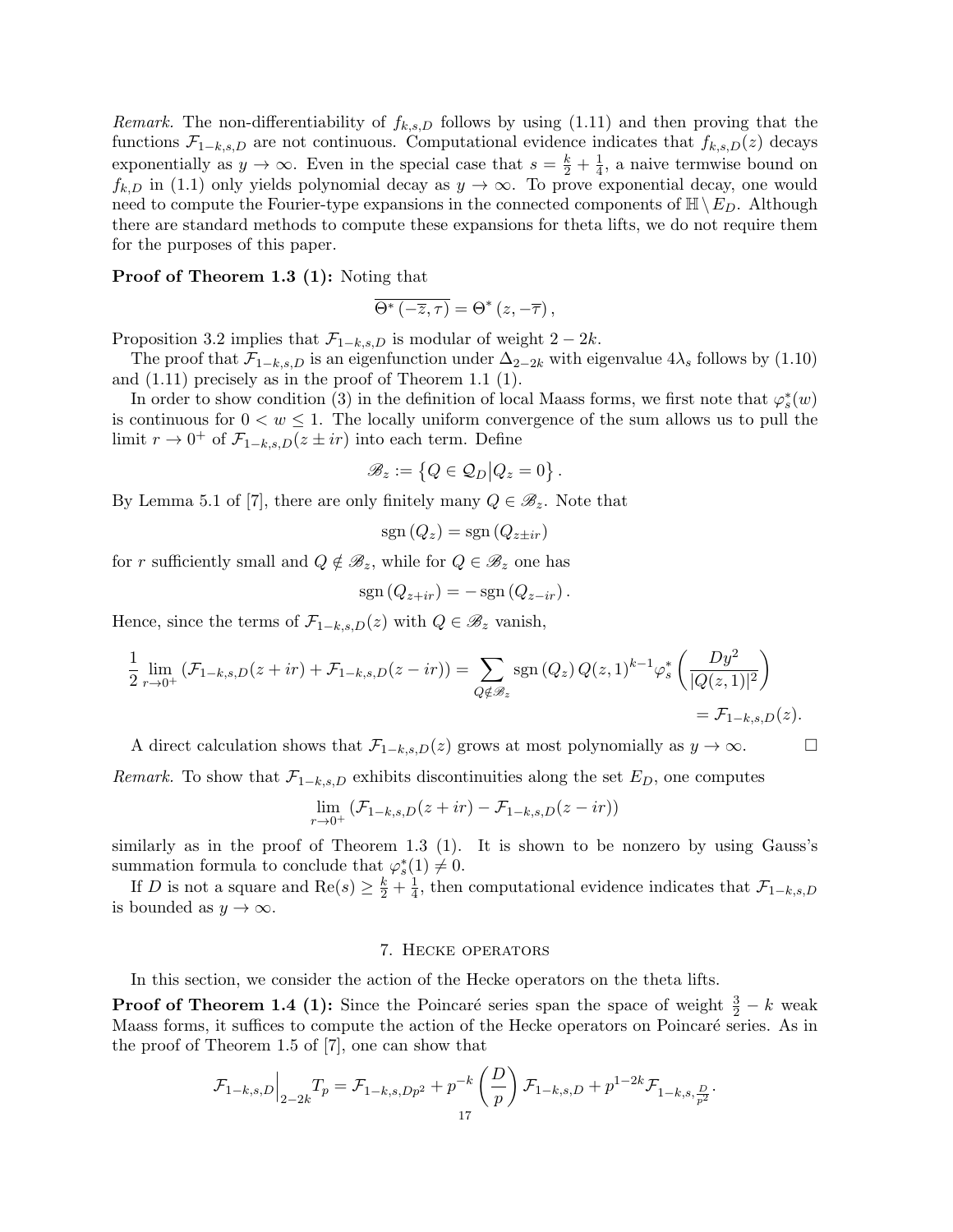*Remark.* The non-differentiability of $f_{k,s,D}$ follows by using (1.11) and then proving that the functions $\mathcal{F}_{1-k,s,D}$ are not continuous. Computational evidence indicates that $f_{k,s,D}(z)$ decays exponentially as $y \to \infty$. Even in the special case that $s = \frac{k}{2} + \frac{1}{4}$, a naive termwise bound on $f_{k,D}$ in (1.1) only yields polynomial decay as $y \to \infty$. To prove exponential decay, one would need to compute the Fourier-type expansions in the connected components of $\mathbb{H} \setminus E_D$. Although there are standard methods to compute these expansions for theta lifts, we do not require them for the purposes of this paper.

**Proof of Theorem 1.3 (1):** Noting that

$$\overline{\Theta^*(-\overline{z}, \tau)} = \Theta^*(z, -\overline{\tau}),$$

Proposition 3.2 implies that $\mathcal{F}_{1-k,s,D}$ is modular of weight $2-2k$.

The proof that $\mathcal{F}_{1-k,s,D}$ is an eigenfunction under $\Delta_{2-2k}$ with eigenvalue $4\lambda_s$ follows by (1.10) and (1.11) precisely as in the proof of Theorem 1.1 (1).

In order to show condition (3) in the definition of local Maass forms, we first note that $\varphi_s^*(w)$ is continuous for $0 < w \leq 1$. The locally uniform convergence of the sum allows us to pull the limit $r \to 0^+$ of $\mathcal{F}_{1-k,s,D}(z \pm ir)$ into each term. Define

$$\mathscr{B}_z := \left\{ Q \in \mathcal{Q}_D \middle| Q_z = 0 \right\}.$$

By Lemma 5.1 of [7], there are only finitely many $Q \in \mathscr{B}_z$. Note that

$$\operatorname{sgn}(Q_z) = \operatorname{sgn}(Q_{z \pm ir})$$

for $r$ sufficiently small and $Q \notin \mathscr{B}_z$, while for $Q \in \mathscr{B}_z$ one has

$$\operatorname{sgn}(Q_{z+ir}) = -\operatorname{sgn}(Q_{z-ir}).$$

Hence, since the terms of $\mathcal{F}_{1-k,s,D}(z)$ with $Q \in \mathscr{B}_z$ vanish,

$$\frac{1}{2} \lim_{r \to 0^+} \left( \mathcal{F}_{1-k,s,D}(z+ir) + \mathcal{F}_{1-k,s,D}(z-ir) \right) = \sum_{Q \notin \mathscr{B}_z} \operatorname{sgn}(Q_z)\, Q(z,1)^{k-1} \varphi_s^*\left( \frac{Dy^2}{|Q(z,1)|^2} \right) = \mathcal{F}_{1-k,s,D}(z).$$

A direct calculation shows that $\mathcal{F}_{1-k,s,D}(z)$ grows at most polynomially as $y \to \infty$. $\square$

*Remark.* To show that $\mathcal{F}_{1-k,s,D}$ exhibits discontinuities along the set $E_D$, one computes

$$\lim_{r \to 0^+} \left( \mathcal{F}_{1-k,s,D}(z+ir) - \mathcal{F}_{1-k,s,D}(z-ir) \right)$$

similarly as in the proof of Theorem 1.3 (1). It is shown to be nonzero by using Gauss's summation formula to conclude that $\varphi_s^*(1) \neq 0$.

If $D$ is not a square and $\operatorname{Re}(s) \geq \frac{k}{2} + \frac{1}{4}$, then computational evidence indicates that $\mathcal{F}_{1-k,s,D}$ is bounded as $y \to \infty$.

## 7. Hecke operators

In this section, we consider the action of the Hecke operators on the theta lifts.

**Proof of Theorem 1.4 (1):** Since the Poincaré series span the space of weight $\frac{3}{2} - k$ weak Maass forms, it suffices to compute the action of the Hecke operators on Poincaré series. As in the proof of Theorem 1.5 of [7], one can show that

$$\mathcal{F}_{1-k,s,D}\Big|_{2-2k} T_p = \mathcal{F}_{1-k,s,Dp^2} + p^{-k} \left( \frac{D}{p} \right) \mathcal{F}_{1-k,s,D} + p^{1-2k} \mathcal{F}_{1-k,s,\frac{D}{p^2}}.$$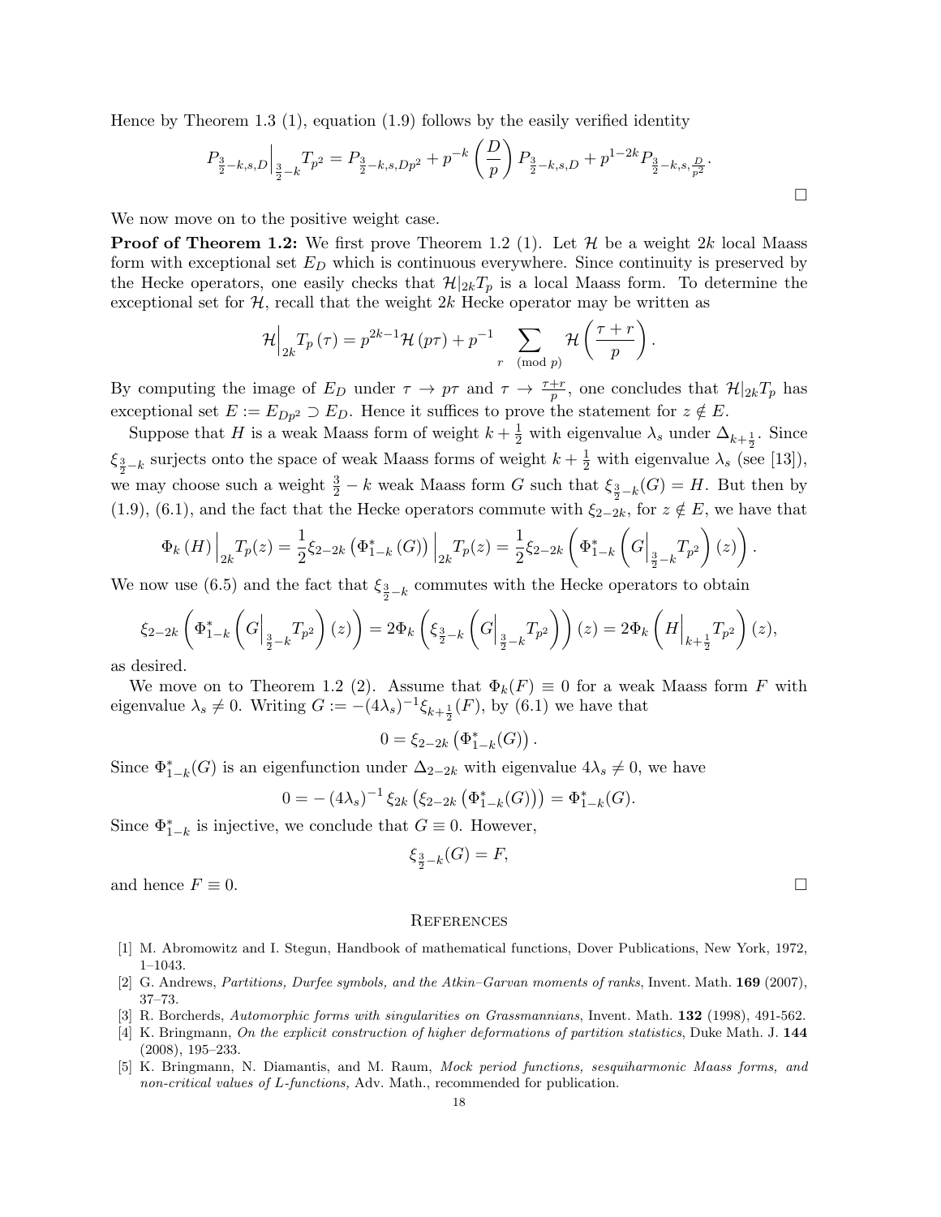Hence by Theorem 1.3 (1), equation (1.9) follows by the easily verified identity

$$P_{\frac{3}{2}-k,s,D}\Big|_{\frac{3}{2}-k} T_{p^2} = P_{\frac{3}{2}-k,s,Dp^2} + p^{-k}\left(\frac{D}{p}\right) P_{\frac{3}{2}-k,s,D} + p^{1-2k} P_{\frac{3}{2}-k,s,\frac{D}{p^2}}.$$

□

We now move on to the positive weight case.

**Proof of Theorem 1.2:** We first prove Theorem 1.2 (1). Let $\mathcal{H}$ be a weight $2k$ local Maass form with exceptional set $E_D$ which is continuous everywhere. Since continuity is preserved by the Hecke operators, one easily checks that $\mathcal{H}|_{2k}T_p$ is a local Maass form. To determine the exceptional set for $\mathcal{H}$, recall that the weight $2k$ Hecke operator may be written as

$$\mathcal{H}\Big|_{2k} T_p(\tau) = p^{2k-1}\mathcal{H}(p\tau) + p^{-1}\sum_{r \pmod p} \mathcal{H}\left(\frac{\tau + r}{p}\right).$$

By computing the image of $E_D$ under $\tau \to p\tau$ and $\tau \to \frac{\tau+r}{p}$, one concludes that $\mathcal{H}|_{2k}T_p$ has exceptional set $E := E_{Dp^2} \supset E_D$. Hence it suffices to prove the statement for $z \notin E$.

Suppose that $H$ is a weak Maass form of weight $k+\frac{1}{2}$ with eigenvalue $\lambda_s$ under $\Delta_{k+\frac{1}{2}}$. Since $\xi_{\frac{3}{2}-k}$ surjects onto the space of weak Maass forms of weight $k+\frac{1}{2}$ with eigenvalue $\lambda_s$ (see [13]), we may choose such a weight $\frac{3}{2}-k$ weak Maass form $G$ such that $\xi_{\frac{3}{2}-k}(G) = H$. But then by (1.9), (6.1), and the fact that the Hecke operators commute with $\xi_{2-2k}$, for $z \notin E$, we have that

$$\Phi_k(H)\Big|_{2k} T_p(z) = \frac{1}{2}\xi_{2-2k}\left(\Phi^*_{1-k}(G)\right)\Big|_{2k} T_p(z) = \frac{1}{2}\xi_{2-2k}\left(\Phi^*_{1-k}\left(G\Big|_{\frac{3}{2}-k} T_{p^2}\right)(z)\right).$$

We now use (6.5) and the fact that $\xi_{\frac{3}{2}-k}$ commutes with the Hecke operators to obtain

$$\xi_{2-2k}\left(\Phi^*_{1-k}\left(G\Big|_{\frac{3}{2}-k} T_{p^2}\right)(z)\right) = 2\Phi_k\left(\xi_{\frac{3}{2}-k}\left(G\Big|_{\frac{3}{2}-k} T_{p^2}\right)\right)(z) = 2\Phi_k\left(H\Big|_{k+\frac{1}{2}} T_{p^2}\right)(z),$$

as desired.

We move on to Theorem 1.2 (2). Assume that $\Phi_k(F) \equiv 0$ for a weak Maass form $F$ with eigenvalue $\lambda_s \neq 0$. Writing $G := -(4\lambda_s)^{-1}\xi_{k+\frac{1}{2}}(F)$, by (6.1) we have that

$$0 = \xi_{2-2k}\left(\Phi^*_{1-k}(G)\right).$$

Since $\Phi^*_{1-k}(G)$ is an eigenfunction under $\Delta_{2-2k}$ with eigenvalue $4\lambda_s \neq 0$, we have

$$0 = -(4\lambda_s)^{-1}\xi_{2k}\left(\xi_{2-2k}\left(\Phi^*_{1-k}(G)\right)\right) = \Phi^*_{1-k}(G).$$

Since $\Phi^*_{1-k}$ is injective, we conclude that $G \equiv 0$. However,

$$\xi_{\frac{3}{2}-k}(G) = F,$$

and hence $F \equiv 0$. □

## References

[1] M. Abromowitz and I. Stegun, Handbook of mathematical functions, Dover Publications, New York, 1972, 1–1043.

[2] G. Andrews, *Partitions, Durfee symbols, and the Atkin–Garvan moments of ranks*, Invent. Math. **169** (2007), 37–73.

[3] R. Borcherds, *Automorphic forms with singularities on Grassmannians*, Invent. Math. **132** (1998), 491-562.

[4] K. Bringmann, *On the explicit construction of higher deformations of partition statistics*, Duke Math. J. **144** (2008), 195–233.

[5] K. Bringmann, N. Diamantis, and M. Raum, *Mock period functions, sesquiharmonic Maass forms, and non-critical values of L-functions,* Adv. Math., recommended for publication.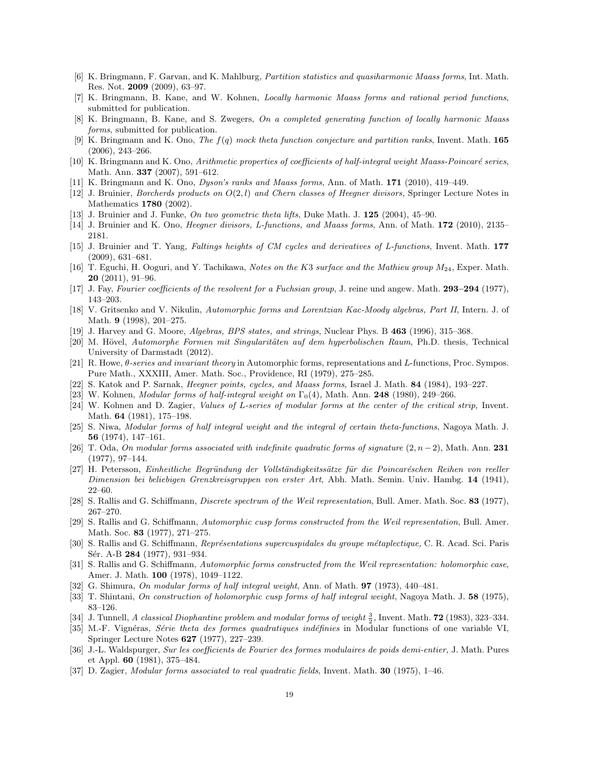[6] K. Bringmann, F. Garvan, and K. Mahlburg, *Partition statistics and quasiharmonic Maass forms*, Int. Math. Res. Not. **2009** (2009), 63–97.

[7] K. Bringmann, B. Kane, and W. Kohnen, *Locally harmonic Maass forms and rational period functions*, submitted for publication.

[8] K. Bringmann, B. Kane, and S. Zwegers, *On a completed generating function of locally harmonic Maass forms*, submitted for publication.

[9] K. Bringmann and K. Ono, *The $f(q)$ mock theta function conjecture and partition ranks*, Invent. Math. **165** (2006), 243–266.

[10] K. Bringmann and K. Ono, *Arithmetic properties of coefficients of half-integral weight Maass-Poincaré series*, Math. Ann. **337** (2007), 591–612.

[11] K. Bringmann and K. Ono, *Dyson's ranks and Maass forms*, Ann. of Math. **171** (2010), 419–449.

[12] J. Bruinier, *Borcherds products on $O(2,l)$ and Chern classes of Heegner divisors,* Springer Lecture Notes in Mathematics **1780** (2002).

[13] J. Bruinier and J. Funke, *On two geometric theta lifts*, Duke Math. J. **125** (2004), 45–90.

[14] J. Bruinier and K. Ono, *Heegner divisors, L-functions, and Maass forms*, Ann. of Math. **172** (2010), 2135–2181.

[15] J. Bruinier and T. Yang, *Faltings heights of CM cycles and derivatives of L-functions*, Invent. Math. **177** (2009), 631–681.

[16] T. Eguchi, H. Ooguri, and Y. Tachikawa, *Notes on the K3 surface and the Mathieu group $M_{24}$*, Exper. Math. **20** (2011), 91–96.

[17] J. Fay, *Fourier coefficients of the resolvent for a Fuchsian group*, J. reine und angew. Math. **293–294** (1977), 143–203.

[18] V. Gritsenko and V. Nikulin, *Automorphic forms and Lorentzian Kac-Moody algebras, Part II*, Intern. J. of Math. **9** (1998), 201–275.

[19] J. Harvey and G. Moore, *Algebras, BPS states, and strings*, Nuclear Phys. B **463** (1996), 315–368.

[20] M. Hövel, *Automorphe Formen mit Singularitäten auf dem hyperbolischen Raum*, Ph.D. thesis, Technical University of Darmstadt (2012).

[21] R. Howe, *$\theta$-series and invariant theory* in Automorphic forms, representations and $L$-functions, Proc. Sympos. Pure Math., XXXIII, Amer. Math. Soc., Providence, RI (1979), 275–285.

[22] S. Katok and P. Sarnak, *Heegner points, cycles, and Maass forms,* Israel J. Math. **84** (1984), 193–227.

[23] W. Kohnen, *Modular forms of half-integral weight on $\Gamma_0(4)$,* Math. Ann. **248** (1980), 249–266.

[24] W. Kohnen and D. Zagier, *Values of L-series of modular forms at the center of the critical strip,* Invent. Math. **64** (1981), 175–198.

[25] S. Niwa, *Modular forms of half integral weight and the integral of certain theta-functions*, Nagoya Math. J. **56** (1974), 147–161.

[26] T. Oda, *On modular forms associated with indefinite quadratic forms of signature $(2, n-2)$*, Math. Ann. **231** (1977), 97–144.

[27] H. Petersson, *Einheitliche Begründung der Vollständigkeitssätze für die Poincaréschen Reihen von reeller Dimension bei beliebigen Grenzkreisgruppen von erster Art*, Abh. Math. Semin. Univ. Hambg. **14** (1941), 22–60.

[28] S. Rallis and G. Schiffmann, *Discrete spectrum of the Weil representation*, Bull. Amer. Math. Soc. **83** (1977), 267–270.

[29] S. Rallis and G. Schiffmann, *Automorphic cusp forms constructed from the Weil representation*, Bull. Amer. Math. Soc. **83** (1977), 271–275.

[30] S. Rallis and G. Schiffmann, *Représentations supercuspidales du groupe métaplectique,* C. R. Acad. Sci. Paris Sér. A-B **284** (1977), 931–934.

[31] S. Rallis and G. Schiffmann, *Automorphic forms constructed from the Weil representation: holomorphic case*, Amer. J. Math. **100** (1978), 1049–1122.

[32] G. Shimura, *On modular forms of half integral weight*, Ann. of Math. **97** (1973), 440–481.

[33] T. Shintani, *On construction of holomorphic cusp forms of half integral weight*, Nagoya Math. J. **58** (1975), 83–126.

[34] J. Tunnell, *A classical Diophantine problem and modular forms of weight $\frac{3}{2}$,* Invent. Math. **72** (1983), 323–334.

[35] M.-F. Vignéras, *Série theta des formes quadratiques indéfinies* in Modular functions of one variable VI, Springer Lecture Notes **627** (1977), 227–239.

[36] J.-L. Waldspurger, *Sur les coefficients de Fourier des formes modulaires de poids demi-entier,* J. Math. Pures et Appl. **60** (1981), 375–484.

[37] D. Zagier, *Modular forms associated to real quadratic fields*, Invent. Math. **30** (1975), 1–46.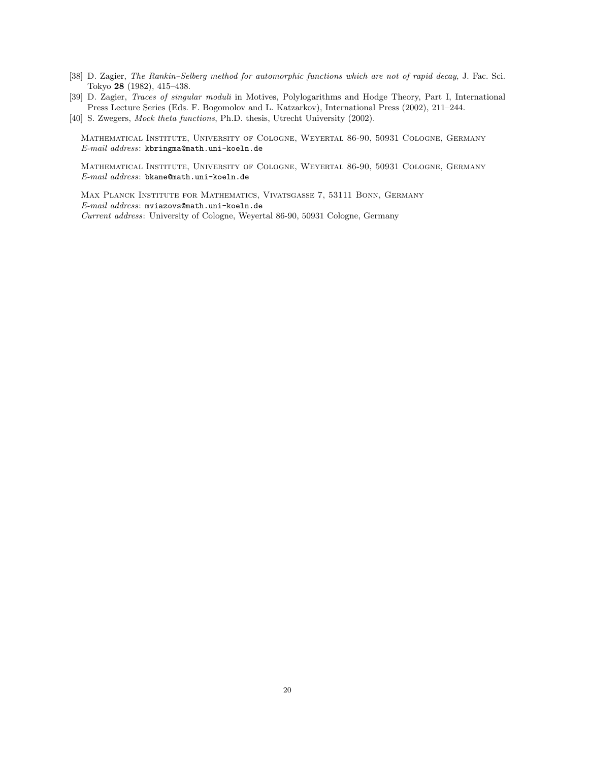[38] D. Zagier, *The Rankin–Selberg method for automorphic functions which are not of rapid decay*, J. Fac. Sci. Tokyo **28** (1982), 415–438.

[39] D. Zagier, *Traces of singular moduli* in Motives, Polylogarithms and Hodge Theory, Part I, International Press Lecture Series (Eds. F. Bogomolov and L. Katzarkov), International Press (2002), 211–244.

[40] S. Zwegers, *Mock theta functions*, Ph.D. thesis, Utrecht University (2002).

Mathematical Institute, University of Cologne, Weyertal 86-90, 50931 Cologne, Germany
*E-mail address*: `kbringma@math.uni-koeln.de`

Mathematical Institute, University of Cologne, Weyertal 86-90, 50931 Cologne, Germany
*E-mail address*: `bkane@math.uni-koeln.de`

Max Planck Institute for Mathematics, Vivatsgasse 7, 53111 Bonn, Germany
*E-mail address*: `mviazovs@math.uni-koeln.de`
*Current address*: University of Cologne, Weyertal 86-90, 50931 Cologne, Germany